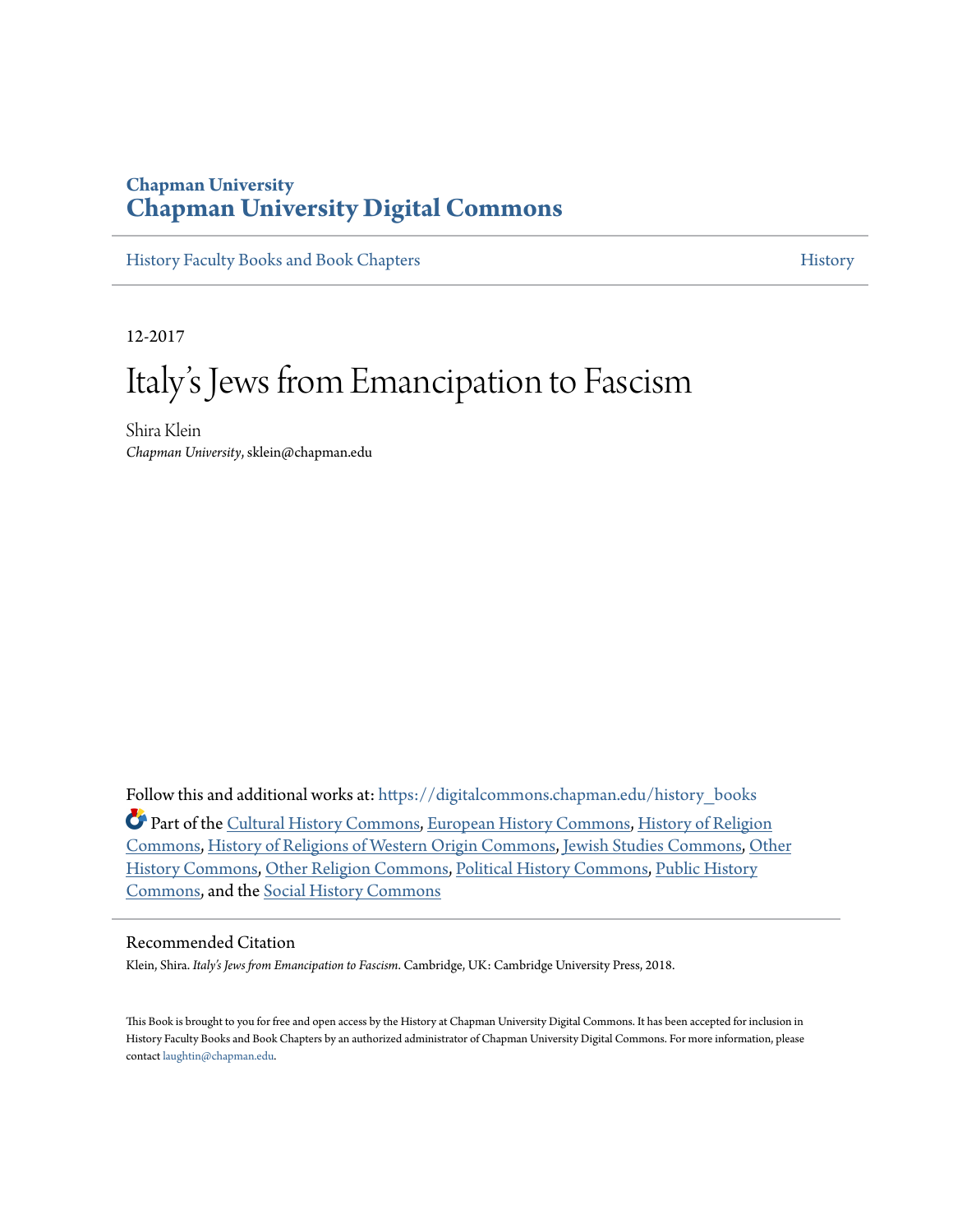**Chapman University**
## Chapman University Digital Commons

History Faculty Books and Book Chapters | History

12-2017

# Italy's Jews from Emancipation to Fascism

Shira Klein
*Chapman University*, sklein@chapman.edu

Follow this and additional works at: https://digitalcommons.chapman.edu/history_books

Part of the Cultural History Commons, European History Commons, History of Religion Commons, History of Religions of Western Origin Commons, Jewish Studies Commons, Other History Commons, Other Religion Commons, Political History Commons, Public History Commons, and the Social History Commons

Recommended Citation

Klein, Shira. *Italy's Jews from Emancipation to Fascism*. Cambridge, UK: Cambridge University Press, 2018.

This Book is brought to you for free and open access by the History at Chapman University Digital Commons. It has been accepted for inclusion in History Faculty Books and Book Chapters by an authorized administrator of Chapman University Digital Commons. For more information, please contact laughtin@chapman.edu.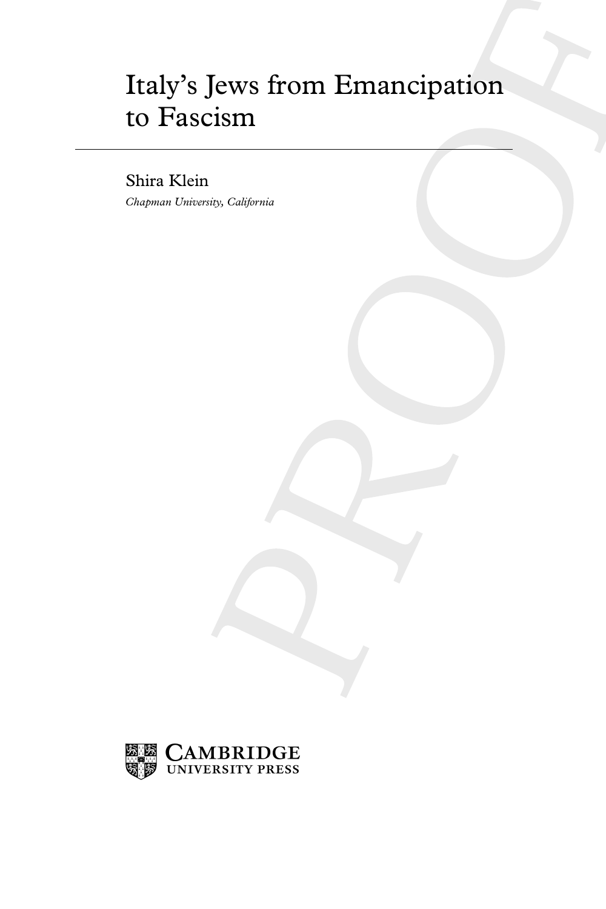# Italy's Jews from Emancipation to Fascism

Shira Klein

*Chapman University, California*

CAMBRIDGE
UNIVERSITY PRESS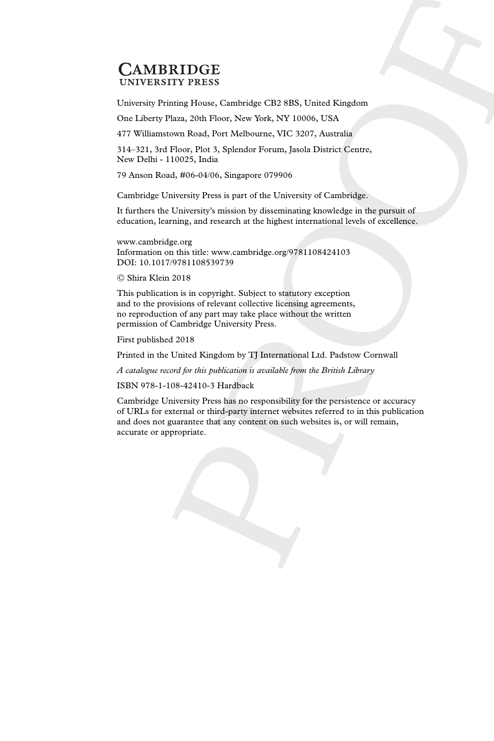# CAMBRIDGE
## UNIVERSITY PRESS

University Printing House, Cambridge CB2 8BS, United Kingdom

One Liberty Plaza, 20th Floor, New York, NY 10006, USA

477 Williamstown Road, Port Melbourne, VIC 3207, Australia

314–321, 3rd Floor, Plot 3, Splendor Forum, Jasola District Centre,
New Delhi - 110025, India

79 Anson Road, #06-04/06, Singapore 079906

Cambridge University Press is part of the University of Cambridge.

It furthers the University's mission by disseminating knowledge in the pursuit of education, learning, and research at the highest international levels of excellence.

www.cambridge.org
Information on this title: www.cambridge.org/9781108424103
DOI: 10.1017/9781108539739

© Shira Klein 2018

This publication is in copyright. Subject to statutory exception
and to the provisions of relevant collective licensing agreements,
no reproduction of any part may take place without the written
permission of Cambridge University Press.

First published 2018

Printed in the United Kingdom by TJ International Ltd. Padstow Cornwall

*A catalogue record for this publication is available from the British Library*

ISBN 978-1-108-42410-3 Hardback

Cambridge University Press has no responsibility for the persistence or accuracy of URLs for external or third-party internet websites referred to in this publication and does not guarantee that any content on such websites is, or will remain, accurate or appropriate.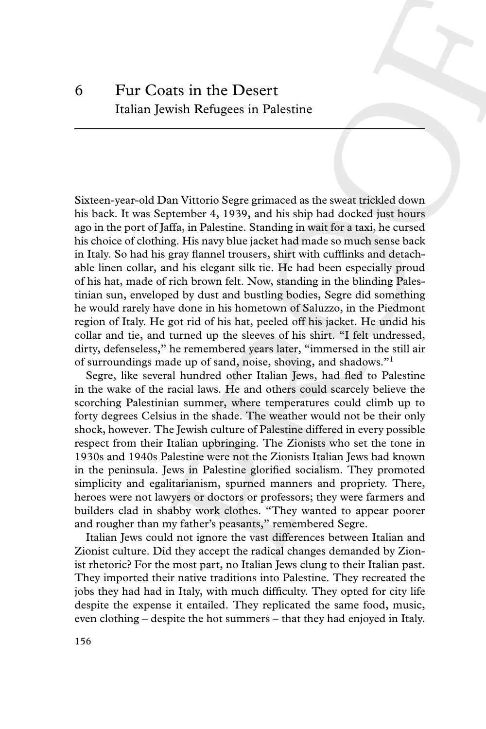# 6 Fur Coats in the Desert
## Italian Jewish Refugees in Palestine

Sixteen-year-old Dan Vittorio Segre grimaced as the sweat trickled down his back. It was September 4, 1939, and his ship had docked just hours ago in the port of Jaffa, in Palestine. Standing in wait for a taxi, he cursed his choice of clothing. His navy blue jacket had made so much sense back in Italy. So had his gray flannel trousers, shirt with cufflinks and detachable linen collar, and his elegant silk tie. He had been especially proud of his hat, made of rich brown felt. Now, standing in the blinding Palestinian sun, enveloped by dust and bustling bodies, Segre did something he would rarely have done in his hometown of Saluzzo, in the Piedmont region of Italy. He got rid of his hat, peeled off his jacket. He undid his collar and tie, and turned up the sleeves of his shirt. "I felt undressed, dirty, defenseless," he remembered years later, "immersed in the still air of surroundings made up of sand, noise, shoving, and shadows."[1]

Segre, like several hundred other Italian Jews, had fled to Palestine in the wake of the racial laws. He and others could scarcely believe the scorching Palestinian summer, where temperatures could climb up to forty degrees Celsius in the shade. The weather would not be their only shock, however. The Jewish culture of Palestine differed in every possible respect from their Italian upbringing. The Zionists who set the tone in 1930s and 1940s Palestine were not the Zionists Italian Jews had known in the peninsula. Jews in Palestine glorified socialism. They promoted simplicity and egalitarianism, spurned manners and propriety. There, heroes were not lawyers or doctors or professors; they were farmers and builders clad in shabby work clothes. "They wanted to appear poorer and rougher than my father's peasants," remembered Segre.

Italian Jews could not ignore the vast differences between Italian and Zionist culture. Did they accept the radical changes demanded by Zionist rhetoric? For the most part, no Italian Jews clung to their Italian past. They imported their native traditions into Palestine. They recreated the jobs they had had in Italy, with much difficulty. They opted for city life despite the expense it entailed. They replicated the same food, music, even clothing – despite the hot summers – that they had enjoyed in Italy.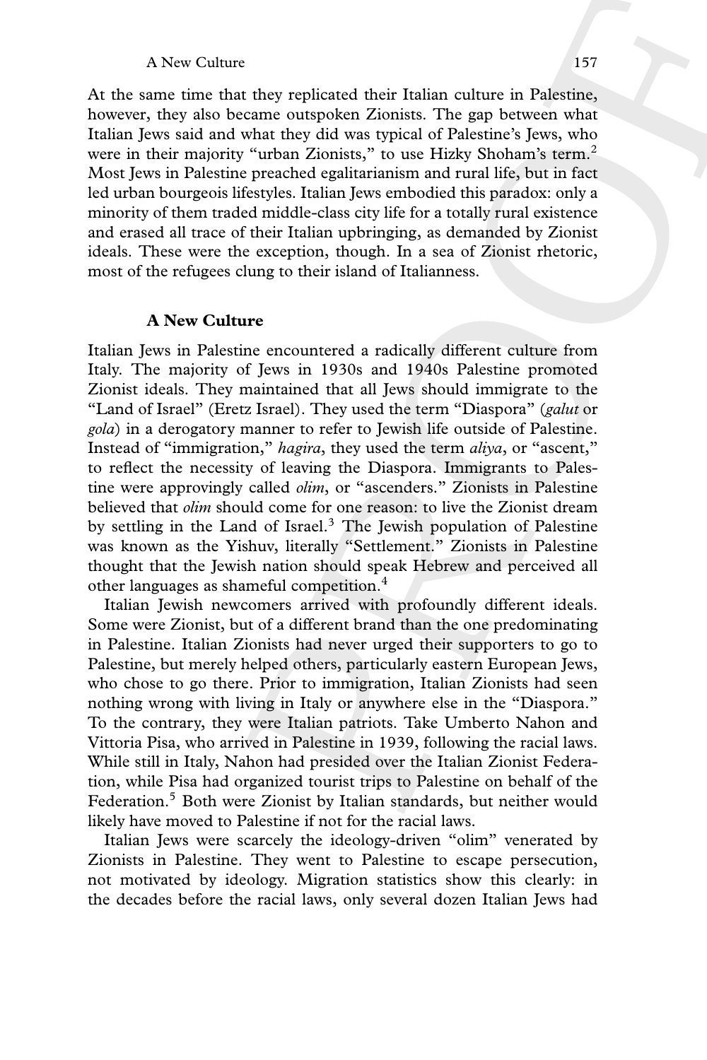At the same time that they replicated their Italian culture in Palestine, however, they also became outspoken Zionists. The gap between what Italian Jews said and what they did was typical of Palestine's Jews, who were in their majority "urban Zionists," to use Hizky Shoham's term.[2] Most Jews in Palestine preached egalitarianism and rural life, but in fact led urban bourgeois lifestyles. Italian Jews embodied this paradox: only a minority of them traded middle-class city life for a totally rural existence and erased all trace of their Italian upbringing, as demanded by Zionist ideals. These were the exception, though. In a sea of Zionist rhetoric, most of the refugees clung to their island of Italianness.

## A New Culture

Italian Jews in Palestine encountered a radically different culture from Italy. The majority of Jews in 1930s and 1940s Palestine promoted Zionist ideals. They maintained that all Jews should immigrate to the "Land of Israel" (Eretz Israel). They used the term "Diaspora" (*galut* or *gola*) in a derogatory manner to refer to Jewish life outside of Palestine. Instead of "immigration," *hagira*, they used the term *aliya*, or "ascent," to reflect the necessity of leaving the Diaspora. Immigrants to Palestine were approvingly called *olim*, or "ascenders." Zionists in Palestine believed that *olim* should come for one reason: to live the Zionist dream by settling in the Land of Israel.[3] The Jewish population of Palestine was known as the Yishuv, literally "Settlement." Zionists in Palestine thought that the Jewish nation should speak Hebrew and perceived all other languages as shameful competition.[4]

Italian Jewish newcomers arrived with profoundly different ideals. Some were Zionist, but of a different brand than the one predominating in Palestine. Italian Zionists had never urged their supporters to go to Palestine, but merely helped others, particularly eastern European Jews, who chose to go there. Prior to immigration, Italian Zionists had seen nothing wrong with living in Italy or anywhere else in the "Diaspora." To the contrary, they were Italian patriots. Take Umberto Nahon and Vittoria Pisa, who arrived in Palestine in 1939, following the racial laws. While still in Italy, Nahon had presided over the Italian Zionist Federation, while Pisa had organized tourist trips to Palestine on behalf of the Federation.[5] Both were Zionist by Italian standards, but neither would likely have moved to Palestine if not for the racial laws.

Italian Jews were scarcely the ideology-driven "olim" venerated by Zionists in Palestine. They went to Palestine to escape persecution, not motivated by ideology. Migration statistics show this clearly: in the decades before the racial laws, only several dozen Italian Jews had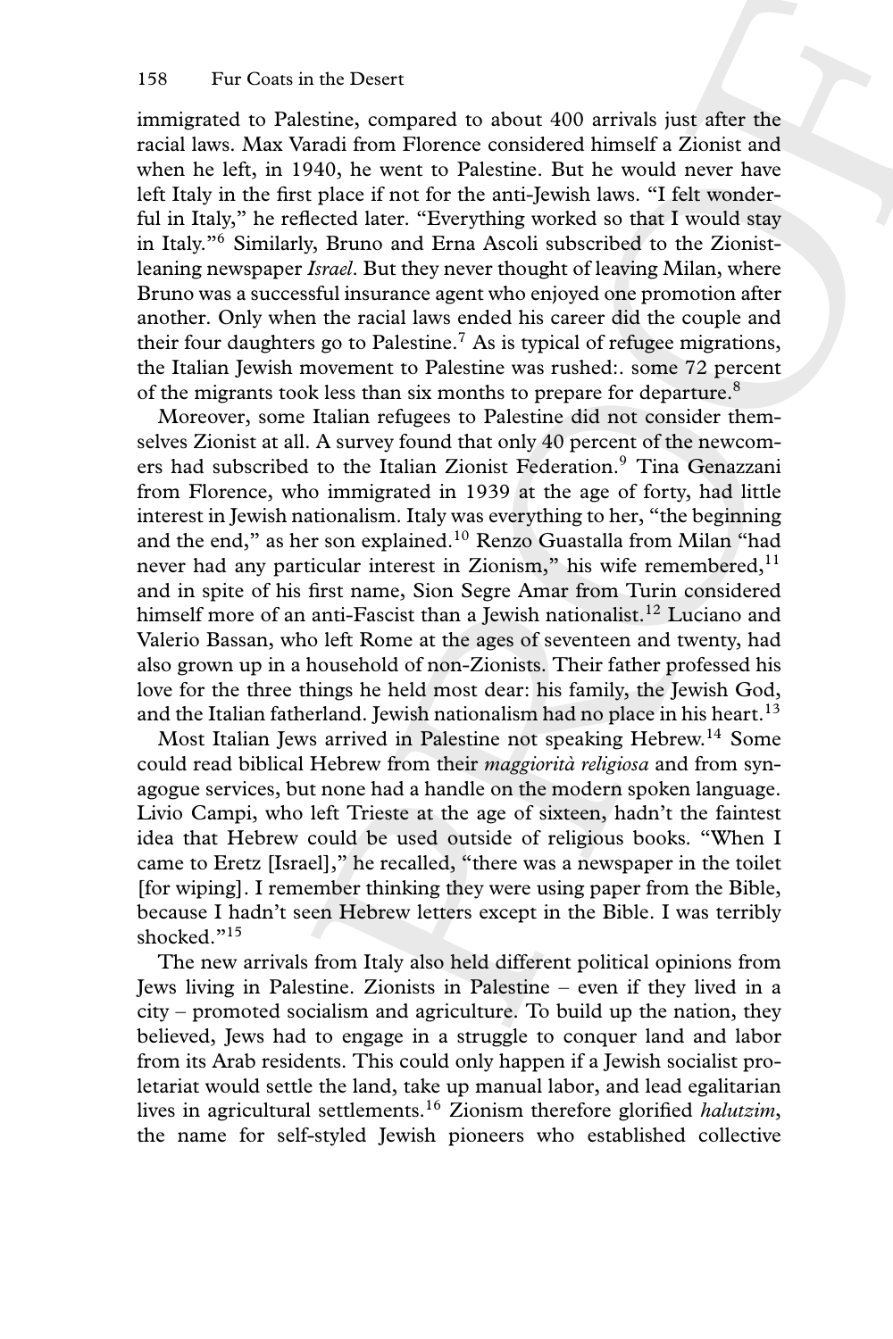immigrated to Palestine, compared to about 400 arrivals just after the racial laws. Max Varadi from Florence considered himself a Zionist and when he left, in 1940, he went to Palestine. But he would never have left Italy in the first place if not for the anti-Jewish laws. "I felt wonderful in Italy," he reflected later. "Everything worked so that I would stay in Italy."[6] Similarly, Bruno and Erna Ascoli subscribed to the Zionist-leaning newspaper *Israel*. But they never thought of leaving Milan, where Bruno was a successful insurance agent who enjoyed one promotion after another. Only when the racial laws ended his career did the couple and their four daughters go to Palestine.[7] As is typical of refugee migrations, the Italian Jewish movement to Palestine was rushed:. some 72 percent of the migrants took less than six months to prepare for departure.[8]

Moreover, some Italian refugees to Palestine did not consider themselves Zionist at all. A survey found that only 40 percent of the newcomers had subscribed to the Italian Zionist Federation.[9] Tina Genazzani from Florence, who immigrated in 1939 at the age of forty, had little interest in Jewish nationalism. Italy was everything to her, "the beginning and the end," as her son explained.[10] Renzo Guastalla from Milan "had never had any particular interest in Zionism," his wife remembered,[11] and in spite of his first name, Sion Segre Amar from Turin considered himself more of an anti-Fascist than a Jewish nationalist.[12] Luciano and Valerio Bassan, who left Rome at the ages of seventeen and twenty, had also grown up in a household of non-Zionists. Their father professed his love for the three things he held most dear: his family, the Jewish God, and the Italian fatherland. Jewish nationalism had no place in his heart.[13]

Most Italian Jews arrived in Palestine not speaking Hebrew.[14] Some could read biblical Hebrew from their *maggiorità religiosa* and from synagogue services, but none had a handle on the modern spoken language. Livio Campi, who left Trieste at the age of sixteen, hadn't the faintest idea that Hebrew could be used outside of religious books. "When I came to Eretz [Israel]," he recalled, "there was a newspaper in the toilet [for wiping]. I remember thinking they were using paper from the Bible, because I hadn't seen Hebrew letters except in the Bible. I was terribly shocked."[15]

The new arrivals from Italy also held different political opinions from Jews living in Palestine. Zionists in Palestine – even if they lived in a city – promoted socialism and agriculture. To build up the nation, they believed, Jews had to engage in a struggle to conquer land and labor from its Arab residents. This could only happen if a Jewish socialist proletariat would settle the land, take up manual labor, and lead egalitarian lives in agricultural settlements.[16] Zionism therefore glorified *halutzim*, the name for self-styled Jewish pioneers who established collective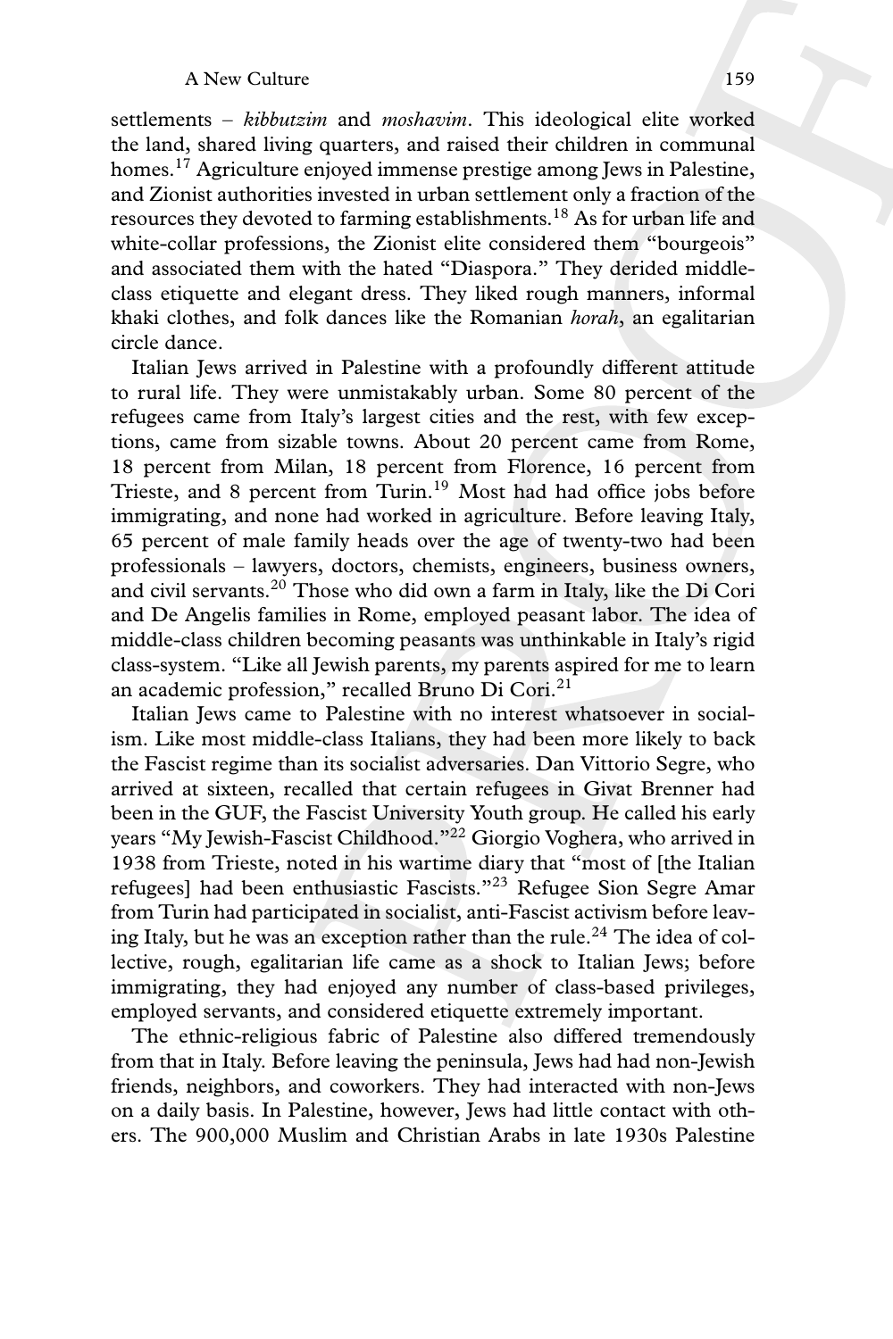settlements – *kibbutzim* and *moshavim*. This ideological elite worked the land, shared living quarters, and raised their children in communal homes.[17] Agriculture enjoyed immense prestige among Jews in Palestine, and Zionist authorities invested in urban settlement only a fraction of the resources they devoted to farming establishments.[18] As for urban life and white-collar professions, the Zionist elite considered them "bourgeois" and associated them with the hated "Diaspora." They derided middle-class etiquette and elegant dress. They liked rough manners, informal khaki clothes, and folk dances like the Romanian *horah*, an egalitarian circle dance.

Italian Jews arrived in Palestine with a profoundly different attitude to rural life. They were unmistakably urban. Some 80 percent of the refugees came from Italy's largest cities and the rest, with few exceptions, came from sizable towns. About 20 percent came from Rome, 18 percent from Milan, 18 percent from Florence, 16 percent from Trieste, and 8 percent from Turin.[19] Most had had office jobs before immigrating, and none had worked in agriculture. Before leaving Italy, 65 percent of male family heads over the age of twenty-two had been professionals – lawyers, doctors, chemists, engineers, business owners, and civil servants.[20] Those who did own a farm in Italy, like the Di Cori and De Angelis families in Rome, employed peasant labor. The idea of middle-class children becoming peasants was unthinkable in Italy's rigid class-system. "Like all Jewish parents, my parents aspired for me to learn an academic profession," recalled Bruno Di Cori.[21]

Italian Jews came to Palestine with no interest whatsoever in socialism. Like most middle-class Italians, they had been more likely to back the Fascist regime than its socialist adversaries. Dan Vittorio Segre, who arrived at sixteen, recalled that certain refugees in Givat Brenner had been in the GUF, the Fascist University Youth group. He called his early years "My Jewish-Fascist Childhood."[22] Giorgio Voghera, who arrived in 1938 from Trieste, noted in his wartime diary that "most of [the Italian refugees] had been enthusiastic Fascists."[23] Refugee Sion Segre Amar from Turin had participated in socialist, anti-Fascist activism before leaving Italy, but he was an exception rather than the rule.[24] The idea of collective, rough, egalitarian life came as a shock to Italian Jews; before immigrating, they had enjoyed any number of class-based privileges, employed servants, and considered etiquette extremely important.

The ethnic-religious fabric of Palestine also differed tremendously from that in Italy. Before leaving the peninsula, Jews had had non-Jewish friends, neighbors, and coworkers. They had interacted with non-Jews on a daily basis. In Palestine, however, Jews had little contact with others. The 900,000 Muslim and Christian Arabs in late 1930s Palestine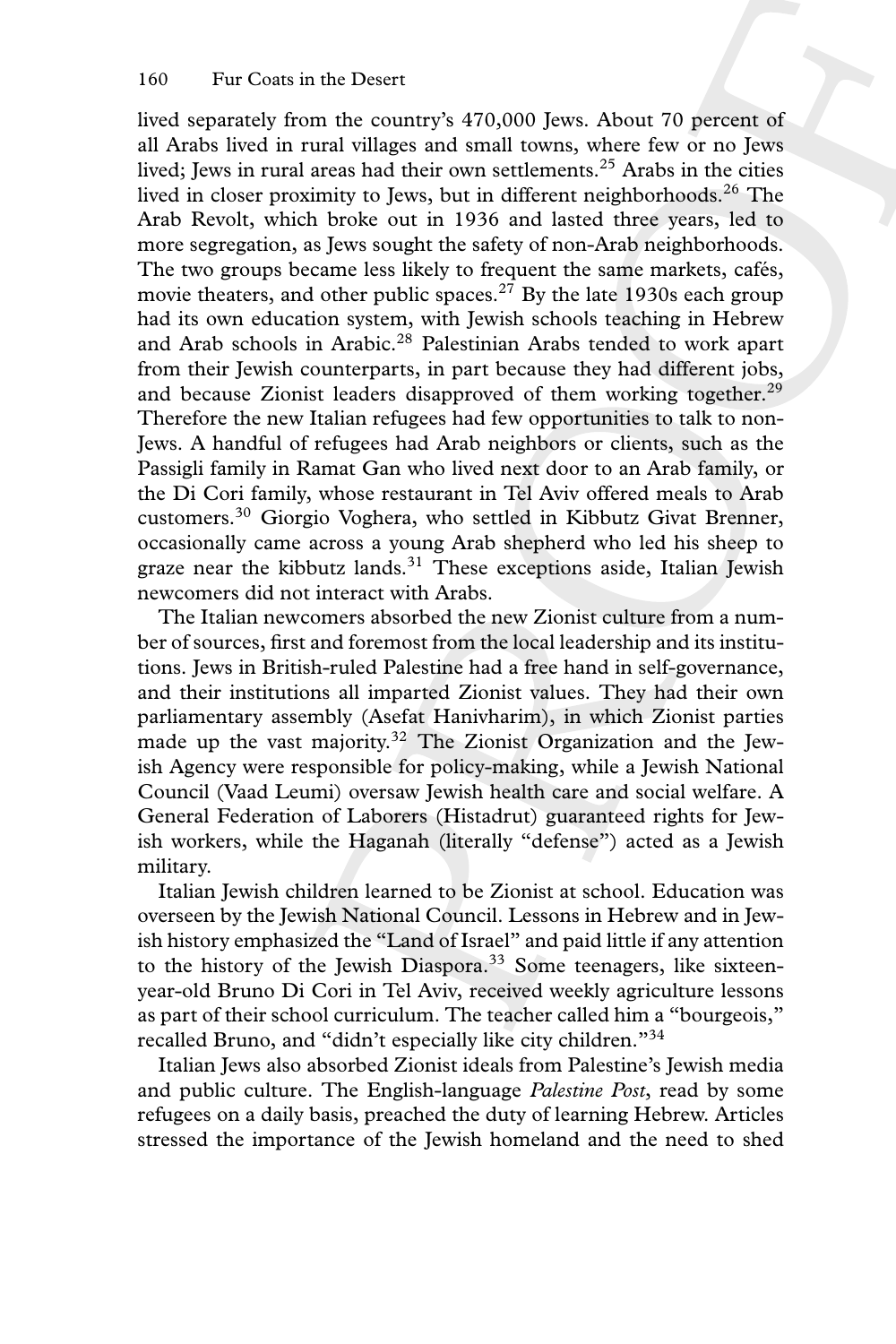lived separately from the country's 470,000 Jews. About 70 percent of all Arabs lived in rural villages and small towns, where few or no Jews lived; Jews in rural areas had their own settlements.[25] Arabs in the cities lived in closer proximity to Jews, but in different neighborhoods.[26] The Arab Revolt, which broke out in 1936 and lasted three years, led to more segregation, as Jews sought the safety of non-Arab neighborhoods. The two groups became less likely to frequent the same markets, cafés, movie theaters, and other public spaces.[27] By the late 1930s each group had its own education system, with Jewish schools teaching in Hebrew and Arab schools in Arabic.[28] Palestinian Arabs tended to work apart from their Jewish counterparts, in part because they had different jobs, and because Zionist leaders disapproved of them working together.[29] Therefore the new Italian refugees had few opportunities to talk to non-Jews. A handful of refugees had Arab neighbors or clients, such as the Passigli family in Ramat Gan who lived next door to an Arab family, or the Di Cori family, whose restaurant in Tel Aviv offered meals to Arab customers.[30] Giorgio Voghera, who settled in Kibbutz Givat Brenner, occasionally came across a young Arab shepherd who led his sheep to graze near the kibbutz lands.[31] These exceptions aside, Italian Jewish newcomers did not interact with Arabs.

The Italian newcomers absorbed the new Zionist culture from a number of sources, first and foremost from the local leadership and its institutions. Jews in British-ruled Palestine had a free hand in self-governance, and their institutions all imparted Zionist values. They had their own parliamentary assembly (Asefat Hanivharim), in which Zionist parties made up the vast majority.[32] The Zionist Organization and the Jewish Agency were responsible for policy-making, while a Jewish National Council (Vaad Leumi) oversaw Jewish health care and social welfare. A General Federation of Laborers (Histadrut) guaranteed rights for Jewish workers, while the Haganah (literally "defense") acted as a Jewish military.

Italian Jewish children learned to be Zionist at school. Education was overseen by the Jewish National Council. Lessons in Hebrew and in Jewish history emphasized the "Land of Israel" and paid little if any attention to the history of the Jewish Diaspora.[33] Some teenagers, like sixteen-year-old Bruno Di Cori in Tel Aviv, received weekly agriculture lessons as part of their school curriculum. The teacher called him a "bourgeois," recalled Bruno, and "didn't especially like city children."[34]

Italian Jews also absorbed Zionist ideals from Palestine's Jewish media and public culture. The English-language *Palestine Post*, read by some refugees on a daily basis, preached the duty of learning Hebrew. Articles stressed the importance of the Jewish homeland and the need to shed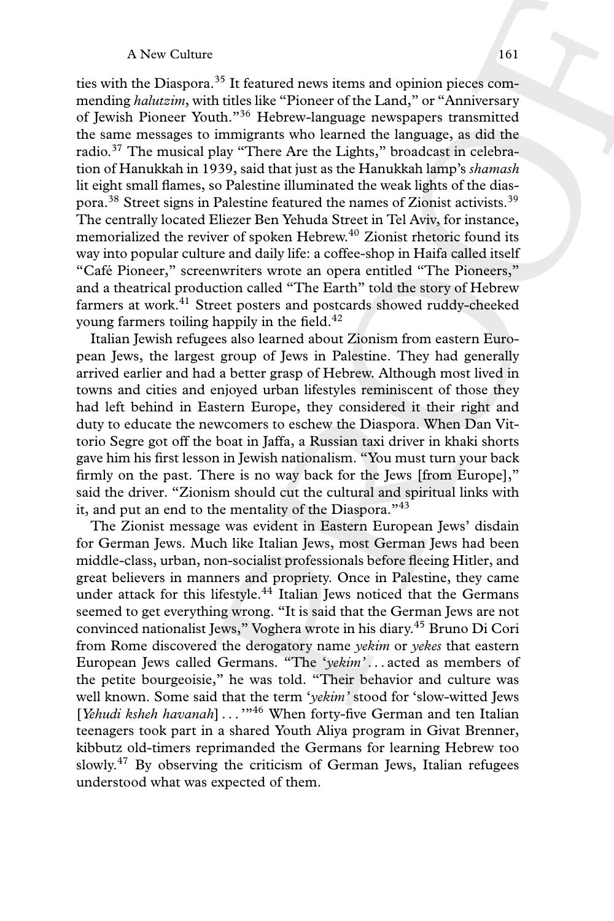ties with the Diaspora.[35] It featured news items and opinion pieces commending *halutzim*, with titles like "Pioneer of the Land," or "Anniversary of Jewish Pioneer Youth."[36] Hebrew-language newspapers transmitted the same messages to immigrants who learned the language, as did the radio.[37] The musical play "There Are the Lights," broadcast in celebration of Hanukkah in 1939, said that just as the Hanukkah lamp's *shamash* lit eight small flames, so Palestine illuminated the weak lights of the diaspora.[38] Street signs in Palestine featured the names of Zionist activists.[39] The centrally located Eliezer Ben Yehuda Street in Tel Aviv, for instance, memorialized the reviver of spoken Hebrew.[40] Zionist rhetoric found its way into popular culture and daily life: a coffee-shop in Haifa called itself "Café Pioneer," screenwriters wrote an opera entitled "The Pioneers," and a theatrical production called "The Earth" told the story of Hebrew farmers at work.[41] Street posters and postcards showed ruddy-cheeked young farmers toiling happily in the field.[42]

Italian Jewish refugees also learned about Zionism from eastern European Jews, the largest group of Jews in Palestine. They had generally arrived earlier and had a better grasp of Hebrew. Although most lived in towns and cities and enjoyed urban lifestyles reminiscent of those they had left behind in Eastern Europe, they considered it their right and duty to educate the newcomers to eschew the Diaspora. When Dan Vittorio Segre got off the boat in Jaffa, a Russian taxi driver in khaki shorts gave him his first lesson in Jewish nationalism. "You must turn your back firmly on the past. There is no way back for the Jews [from Europe]," said the driver. "Zionism should cut the cultural and spiritual links with it, and put an end to the mentality of the Diaspora."[43]

The Zionist message was evident in Eastern European Jews' disdain for German Jews. Much like Italian Jews, most German Jews had been middle-class, urban, non-socialist professionals before fleeing Hitler, and great believers in manners and propriety. Once in Palestine, they came under attack for this lifestyle.[44] Italian Jews noticed that the Germans seemed to get everything wrong. "It is said that the German Jews are not convinced nationalist Jews," Voghera wrote in his diary.[45] Bruno Di Cori from Rome discovered the derogatory name *yekim* or *yekes* that eastern European Jews called Germans. "The '*yekim*'... acted as members of the petite bourgeoisie," he was told. "Their behavior and culture was well known. Some said that the term '*yekim*' stood for 'slow-witted Jews [*Yehudi ksheh havanah*]...'"[46] When forty-five German and ten Italian teenagers took part in a shared Youth Aliya program in Givat Brenner, kibbutz old-timers reprimanded the Germans for learning Hebrew too slowly.[47] By observing the criticism of German Jews, Italian refugees understood what was expected of them.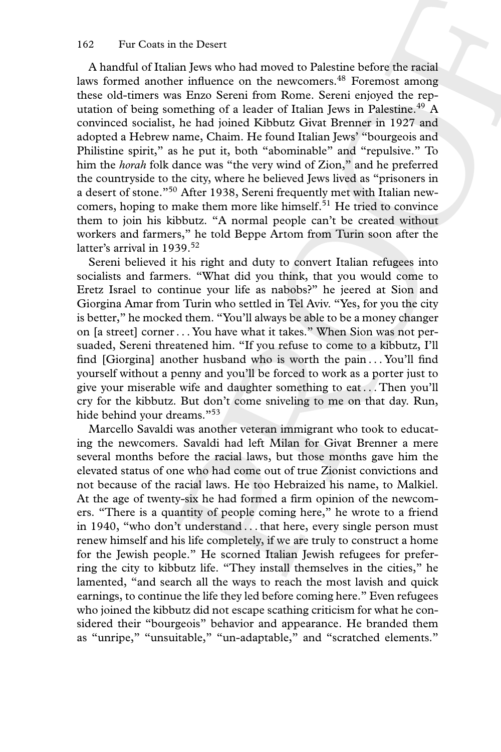A handful of Italian Jews who had moved to Palestine before the racial laws formed another influence on the newcomers.[48] Foremost among these old-timers was Enzo Sereni from Rome. Sereni enjoyed the reputation of being something of a leader of Italian Jews in Palestine.[49] A convinced socialist, he had joined Kibbutz Givat Brenner in 1927 and adopted a Hebrew name, Chaim. He found Italian Jews' "bourgeois and Philistine spirit," as he put it, both "abominable" and "repulsive." To him the *horah* folk dance was "the very wind of Zion," and he preferred the countryside to the city, where he believed Jews lived as "prisoners in a desert of stone."[50] After 1938, Sereni frequently met with Italian newcomers, hoping to make them more like himself.[51] He tried to convince them to join his kibbutz. "A normal people can't be created without workers and farmers," he told Beppe Artom from Turin soon after the latter's arrival in 1939.[52]

Sereni believed it his right and duty to convert Italian refugees into socialists and farmers. "What did you think, that you would come to Eretz Israel to continue your life as nabobs?" he jeered at Sion and Giorgina Amar from Turin who settled in Tel Aviv. "Yes, for you the city is better," he mocked them. "You'll always be able to be a money changer on [a street] corner . . . You have what it takes." When Sion was not persuaded, Sereni threatened him. "If you refuse to come to a kibbutz, I'll find [Giorgina] another husband who is worth the pain . . . You'll find yourself without a penny and you'll be forced to work as a porter just to give your miserable wife and daughter something to eat . . . Then you'll cry for the kibbutz. But don't come sniveling to me on that day. Run, hide behind your dreams."[53]

Marcello Savaldi was another veteran immigrant who took to educating the newcomers. Savaldi had left Milan for Givat Brenner a mere several months before the racial laws, but those months gave him the elevated status of one who had come out of true Zionist convictions and not because of the racial laws. He too Hebraized his name, to Malkiel. At the age of twenty-six he had formed a firm opinion of the newcomers. "There is a quantity of people coming here," he wrote to a friend in 1940, "who don't understand . . . that here, every single person must renew himself and his life completely, if we are truly to construct a home for the Jewish people." He scorned Italian Jewish refugees for preferring the city to kibbutz life. "They install themselves in the cities," he lamented, "and search all the ways to reach the most lavish and quick earnings, to continue the life they led before coming here." Even refugees who joined the kibbutz did not escape scathing criticism for what he considered their "bourgeois" behavior and appearance. He branded them as "unripe," "unsuitable," "un-adaptable," and "scratched elements."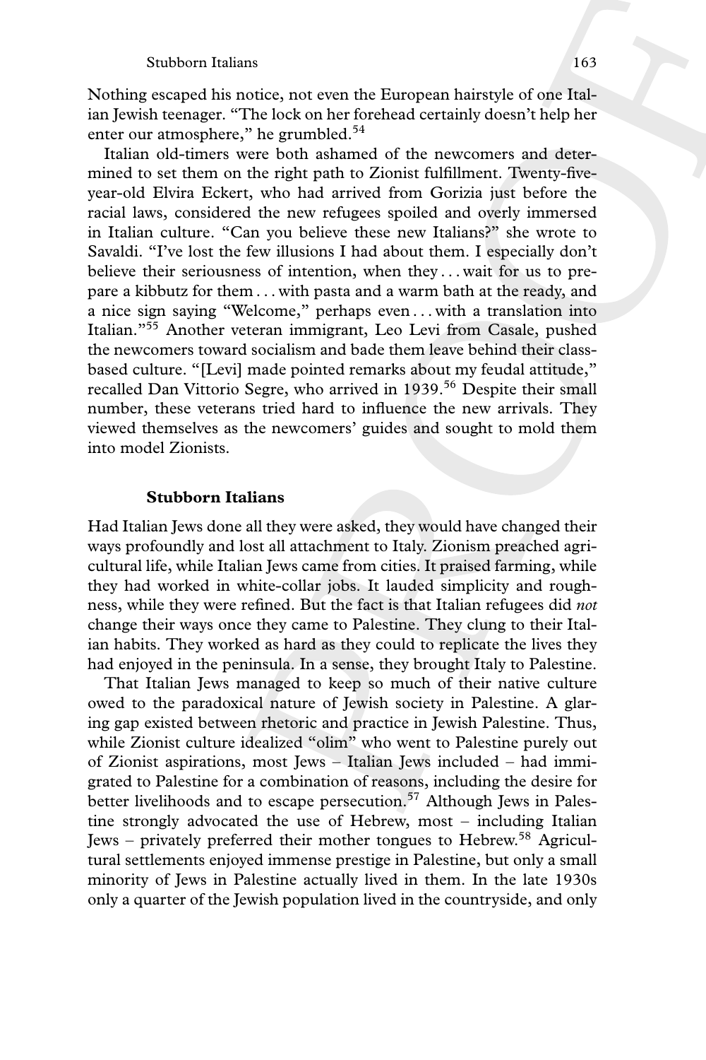Nothing escaped his notice, not even the European hairstyle of one Italian Jewish teenager. "The lock on her forehead certainly doesn't help her enter our atmosphere," he grumbled.[54]

Italian old-timers were both ashamed of the newcomers and determined to set them on the right path to Zionist fulfillment. Twenty-five-year-old Elvira Eckert, who had arrived from Gorizia just before the racial laws, considered the new refugees spoiled and overly immersed in Italian culture. "Can you believe these new Italians?" she wrote to Savaldi. "I've lost the few illusions I had about them. I especially don't believe their seriousness of intention, when they . . . wait for us to prepare a kibbutz for them . . . with pasta and a warm bath at the ready, and a nice sign saying "Welcome," perhaps even . . . with a translation into Italian."[55] Another veteran immigrant, Leo Levi from Casale, pushed the newcomers toward socialism and bade them leave behind their class-based culture. "[Levi] made pointed remarks about my feudal attitude," recalled Dan Vittorio Segre, who arrived in 1939.[56] Despite their small number, these veterans tried hard to influence the new arrivals. They viewed themselves as the newcomers' guides and sought to mold them into model Zionists.

## Stubborn Italians

Had Italian Jews done all they were asked, they would have changed their ways profoundly and lost all attachment to Italy. Zionism preached agricultural life, while Italian Jews came from cities. It praised farming, while they had worked in white-collar jobs. It lauded simplicity and roughness, while they were refined. But the fact is that Italian refugees did *not* change their ways once they came to Palestine. They clung to their Italian habits. They worked as hard as they could to replicate the lives they had enjoyed in the peninsula. In a sense, they brought Italy to Palestine.

That Italian Jews managed to keep so much of their native culture owed to the paradoxical nature of Jewish society in Palestine. A glaring gap existed between rhetoric and practice in Jewish Palestine. Thus, while Zionist culture idealized "olim" who went to Palestine purely out of Zionist aspirations, most Jews – Italian Jews included – had immigrated to Palestine for a combination of reasons, including the desire for better livelihoods and to escape persecution.[57] Although Jews in Palestine strongly advocated the use of Hebrew, most – including Italian Jews – privately preferred their mother tongues to Hebrew.[58] Agricultural settlements enjoyed immense prestige in Palestine, but only a small minority of Jews in Palestine actually lived in them. In the late 1930s only a quarter of the Jewish population lived in the countryside, and only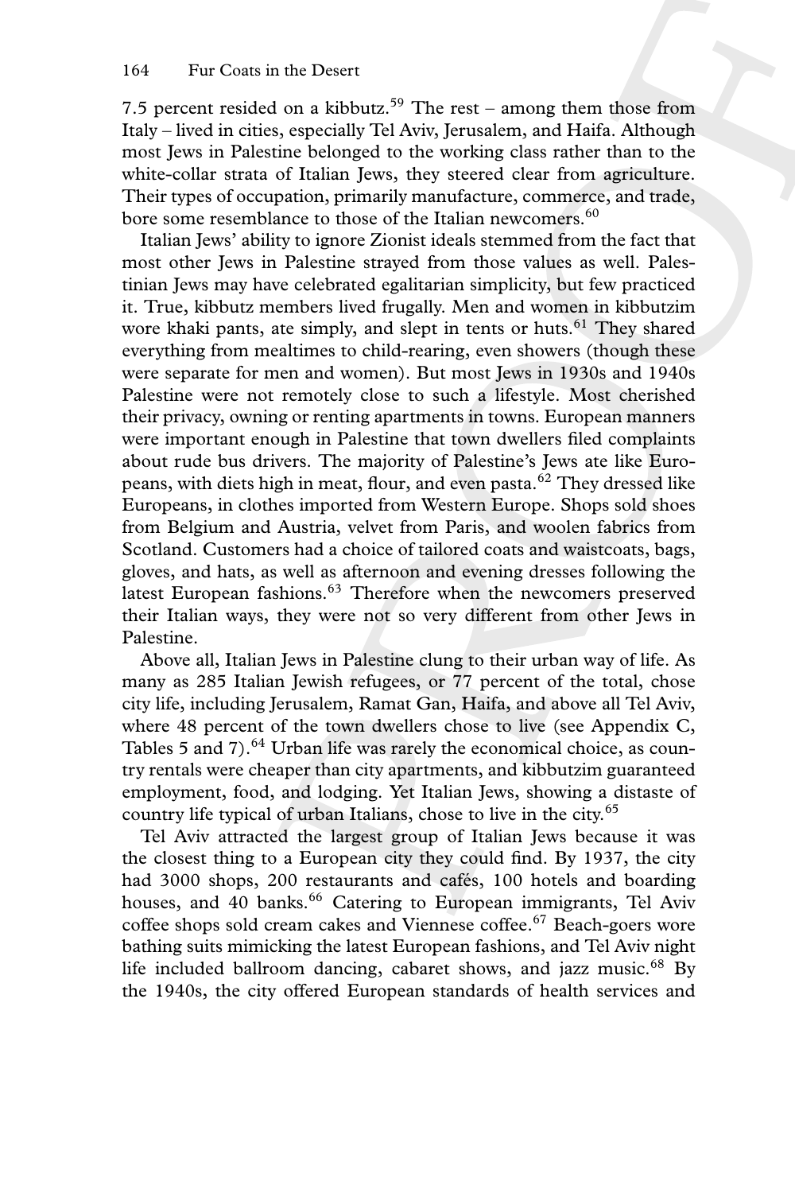7.5 percent resided on a kibbutz.[59] The rest – among them those from Italy – lived in cities, especially Tel Aviv, Jerusalem, and Haifa. Although most Jews in Palestine belonged to the working class rather than to the white-collar strata of Italian Jews, they steered clear from agriculture. Their types of occupation, primarily manufacture, commerce, and trade, bore some resemblance to those of the Italian newcomers.[60]

Italian Jews' ability to ignore Zionist ideals stemmed from the fact that most other Jews in Palestine strayed from those values as well. Palestinian Jews may have celebrated egalitarian simplicity, but few practiced it. True, kibbutz members lived frugally. Men and women in kibbutzim wore khaki pants, ate simply, and slept in tents or huts.[61] They shared everything from mealtimes to child-rearing, even showers (though these were separate for men and women). But most Jews in 1930s and 1940s Palestine were not remotely close to such a lifestyle. Most cherished their privacy, owning or renting apartments in towns. European manners were important enough in Palestine that town dwellers filed complaints about rude bus drivers. The majority of Palestine's Jews ate like Europeans, with diets high in meat, flour, and even pasta.[62] They dressed like Europeans, in clothes imported from Western Europe. Shops sold shoes from Belgium and Austria, velvet from Paris, and woolen fabrics from Scotland. Customers had a choice of tailored coats and waistcoats, bags, gloves, and hats, as well as afternoon and evening dresses following the latest European fashions.[63] Therefore when the newcomers preserved their Italian ways, they were not so very different from other Jews in Palestine.

Above all, Italian Jews in Palestine clung to their urban way of life. As many as 285 Italian Jewish refugees, or 77 percent of the total, chose city life, including Jerusalem, Ramat Gan, Haifa, and above all Tel Aviv, where 48 percent of the town dwellers chose to live (see Appendix C, Tables 5 and 7).[64] Urban life was rarely the economical choice, as country rentals were cheaper than city apartments, and kibbutzim guaranteed employment, food, and lodging. Yet Italian Jews, showing a distaste of country life typical of urban Italians, chose to live in the city.[65]

Tel Aviv attracted the largest group of Italian Jews because it was the closest thing to a European city they could find. By 1937, the city had 3000 shops, 200 restaurants and cafés, 100 hotels and boarding houses, and 40 banks.[66] Catering to European immigrants, Tel Aviv coffee shops sold cream cakes and Viennese coffee.[67] Beach-goers wore bathing suits mimicking the latest European fashions, and Tel Aviv night life included ballroom dancing, cabaret shows, and jazz music.[68] By the 1940s, the city offered European standards of health services and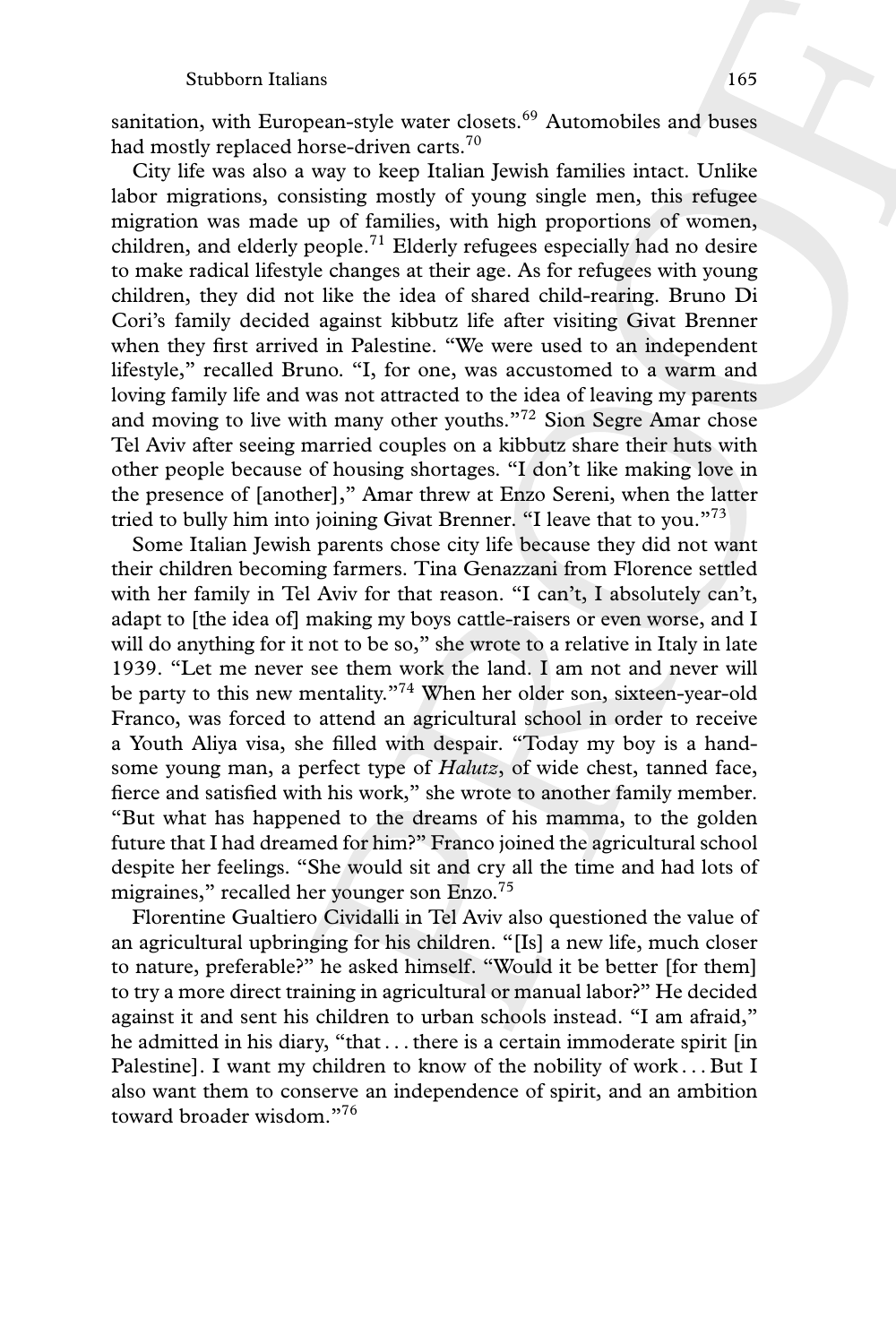sanitation, with European-style water closets.[69] Automobiles and buses had mostly replaced horse-driven carts.[70]

City life was also a way to keep Italian Jewish families intact. Unlike labor migrations, consisting mostly of young single men, this refugee migration was made up of families, with high proportions of women, children, and elderly people.[71] Elderly refugees especially had no desire to make radical lifestyle changes at their age. As for refugees with young children, they did not like the idea of shared child-rearing. Bruno Di Cori's family decided against kibbutz life after visiting Givat Brenner when they first arrived in Palestine. "We were used to an independent lifestyle," recalled Bruno. "I, for one, was accustomed to a warm and loving family life and was not attracted to the idea of leaving my parents and moving to live with many other youths."[72] Sion Segre Amar chose Tel Aviv after seeing married couples on a kibbutz share their huts with other people because of housing shortages. "I don't like making love in the presence of [another]," Amar threw at Enzo Sereni, when the latter tried to bully him into joining Givat Brenner. "I leave that to you."[73]

Some Italian Jewish parents chose city life because they did not want their children becoming farmers. Tina Genazzani from Florence settled with her family in Tel Aviv for that reason. "I can't, I absolutely can't, adapt to [the idea of] making my boys cattle-raisers or even worse, and I will do anything for it not to be so," she wrote to a relative in Italy in late 1939. "Let me never see them work the land. I am not and never will be party to this new mentality."[74] When her older son, sixteen-year-old Franco, was forced to attend an agricultural school in order to receive a Youth Aliya visa, she filled with despair. "Today my boy is a handsome young man, a perfect type of *Halutz*, of wide chest, tanned face, fierce and satisfied with his work," she wrote to another family member. "But what has happened to the dreams of his mamma, to the golden future that I had dreamed for him?" Franco joined the agricultural school despite her feelings. "She would sit and cry all the time and had lots of migraines," recalled her younger son Enzo.[75]

Florentine Gualtiero Cividalli in Tel Aviv also questioned the value of an agricultural upbringing for his children. "[Is] a new life, much closer to nature, preferable?" he asked himself. "Would it be better [for them] to try a more direct training in agricultural or manual labor?" He decided against it and sent his children to urban schools instead. "I am afraid," he admitted in his diary, "that . . . there is a certain immoderate spirit [in Palestine]. I want my children to know of the nobility of work . . . But I also want them to conserve an independence of spirit, and an ambition toward broader wisdom."[76]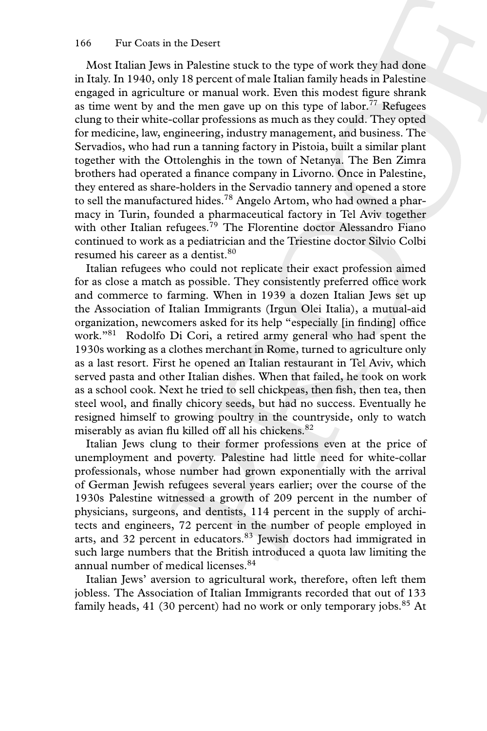Most Italian Jews in Palestine stuck to the type of work they had done in Italy. In 1940, only 18 percent of male Italian family heads in Palestine engaged in agriculture or manual work. Even this modest figure shrank as time went by and the men gave up on this type of labor.[77] Refugees clung to their white-collar professions as much as they could. They opted for medicine, law, engineering, industry management, and business. The Servadios, who had run a tanning factory in Pistoia, built a similar plant together with the Ottolenghis in the town of Netanya. The Ben Zimra brothers had operated a finance company in Livorno. Once in Palestine, they entered as share-holders in the Servadio tannery and opened a store to sell the manufactured hides.[78] Angelo Artom, who had owned a pharmacy in Turin, founded a pharmaceutical factory in Tel Aviv together with other Italian refugees.[79] The Florentine doctor Alessandro Fiano continued to work as a pediatrician and the Triestine doctor Silvio Colbi resumed his career as a dentist.[80]

Italian refugees who could not replicate their exact profession aimed for as close a match as possible. They consistently preferred office work and commerce to farming. When in 1939 a dozen Italian Jews set up the Association of Italian Immigrants (Irgun Olei Italia), a mutual-aid organization, newcomers asked for its help "especially [in finding] office work."[81] Rodolfo Di Cori, a retired army general who had spent the 1930s working as a clothes merchant in Rome, turned to agriculture only as a last resort. First he opened an Italian restaurant in Tel Aviv, which served pasta and other Italian dishes. When that failed, he took on work as a school cook. Next he tried to sell chickpeas, then fish, then tea, then steel wool, and finally chicory seeds, but had no success. Eventually he resigned himself to growing poultry in the countryside, only to watch miserably as avian flu killed off all his chickens.[82]

Italian Jews clung to their former professions even at the price of unemployment and poverty. Palestine had little need for white-collar professionals, whose number had grown exponentially with the arrival of German Jewish refugees several years earlier; over the course of the 1930s Palestine witnessed a growth of 209 percent in the number of physicians, surgeons, and dentists, 114 percent in the supply of architects and engineers, 72 percent in the number of people employed in arts, and 32 percent in educators.[83] Jewish doctors had immigrated in such large numbers that the British introduced a quota law limiting the annual number of medical licenses.[84]

Italian Jews' aversion to agricultural work, therefore, often left them jobless. The Association of Italian Immigrants recorded that out of 133 family heads, 41 (30 percent) had no work or only temporary jobs.[85] At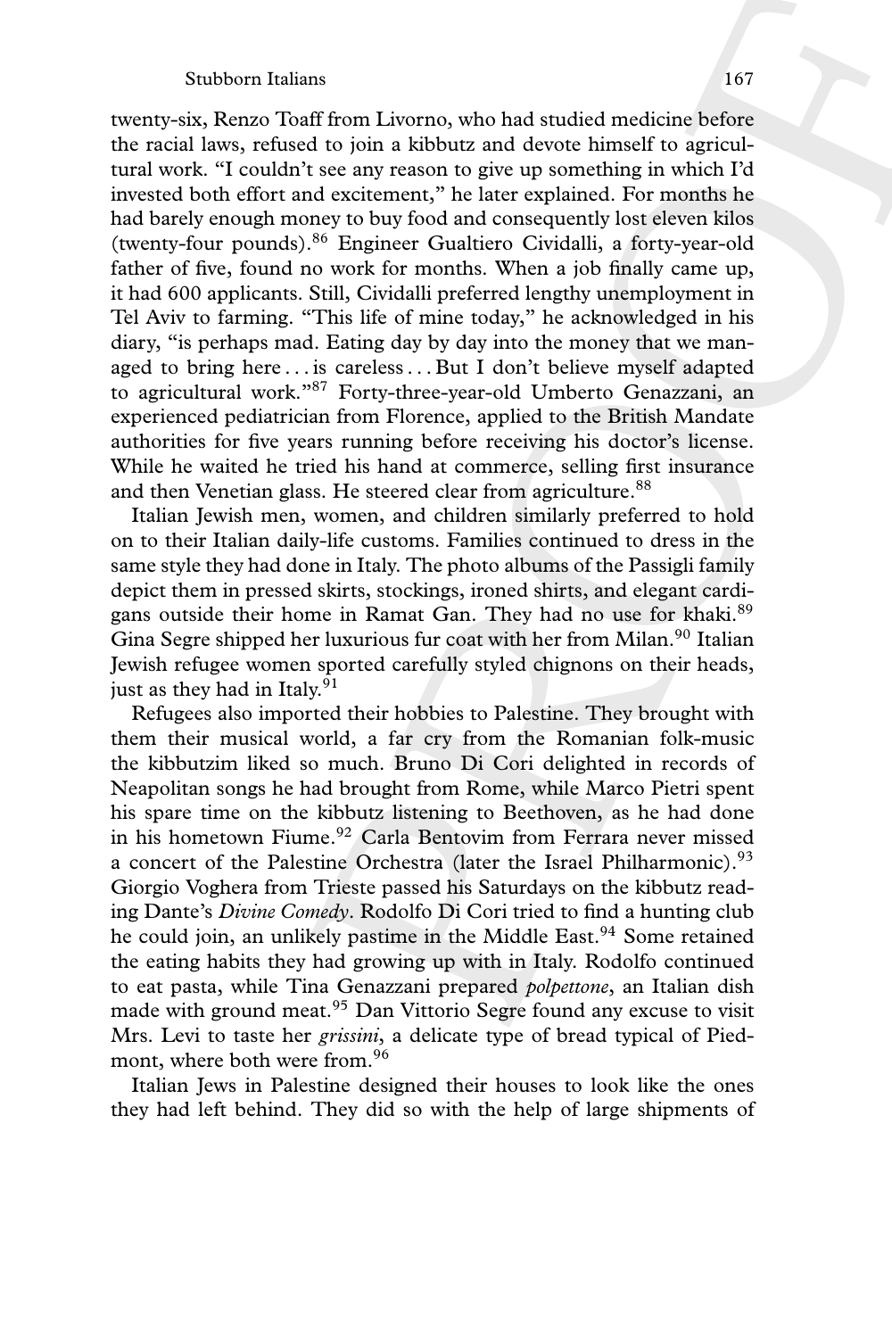twenty-six, Renzo Toaff from Livorno, who had studied medicine before the racial laws, refused to join a kibbutz and devote himself to agricultural work. "I couldn't see any reason to give up something in which I'd invested both effort and excitement," he later explained. For months he had barely enough money to buy food and consequently lost eleven kilos (twenty-four pounds).[86] Engineer Gualtiero Cividalli, a forty-year-old father of five, found no work for months. When a job finally came up, it had 600 applicants. Still, Cividalli preferred lengthy unemployment in Tel Aviv to farming. "This life of mine today," he acknowledged in his diary, "is perhaps mad. Eating day by day into the money that we managed to bring here . . . is careless . . . But I don't believe myself adapted to agricultural work."[87] Forty-three-year-old Umberto Genazzani, an experienced pediatrician from Florence, applied to the British Mandate authorities for five years running before receiving his doctor's license. While he waited he tried his hand at commerce, selling first insurance and then Venetian glass. He steered clear from agriculture.[88]

Italian Jewish men, women, and children similarly preferred to hold on to their Italian daily-life customs. Families continued to dress in the same style they had done in Italy. The photo albums of the Passigli family depict them in pressed skirts, stockings, ironed shirts, and elegant cardigans outside their home in Ramat Gan. They had no use for khaki.[89] Gina Segre shipped her luxurious fur coat with her from Milan.[90] Italian Jewish refugee women sported carefully styled chignons on their heads, just as they had in Italy.[91]

Refugees also imported their hobbies to Palestine. They brought with them their musical world, a far cry from the Romanian folk-music the kibbutzim liked so much. Bruno Di Cori delighted in records of Neapolitan songs he had brought from Rome, while Marco Pietri spent his spare time on the kibbutz listening to Beethoven, as he had done in his hometown Fiume.[92] Carla Bentovim from Ferrara never missed a concert of the Palestine Orchestra (later the Israel Philharmonic).[93] Giorgio Voghera from Trieste passed his Saturdays on the kibbutz reading Dante's *Divine Comedy*. Rodolfo Di Cori tried to find a hunting club he could join, an unlikely pastime in the Middle East.[94] Some retained the eating habits they had growing up with in Italy. Rodolfo continued to eat pasta, while Tina Genazzani prepared *polpettone*, an Italian dish made with ground meat.[95] Dan Vittorio Segre found any excuse to visit Mrs. Levi to taste her *grissini*, a delicate type of bread typical of Piedmont, where both were from.[96]

Italian Jews in Palestine designed their houses to look like the ones they had left behind. They did so with the help of large shipments of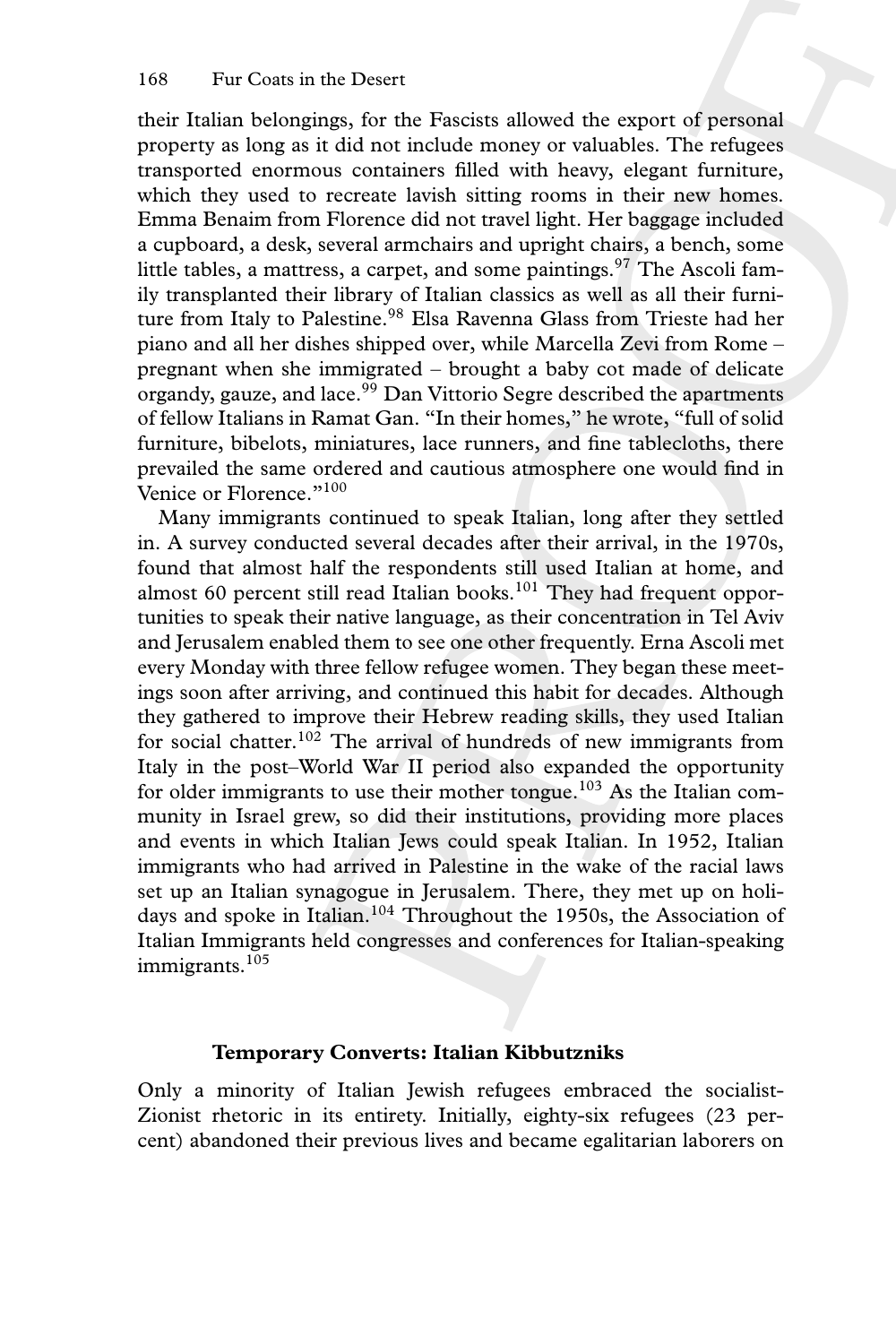their Italian belongings, for the Fascists allowed the export of personal property as long as it did not include money or valuables. The refugees transported enormous containers filled with heavy, elegant furniture, which they used to recreate lavish sitting rooms in their new homes. Emma Benaim from Florence did not travel light. Her baggage included a cupboard, a desk, several armchairs and upright chairs, a bench, some little tables, a mattress, a carpet, and some paintings.[97] The Ascoli family transplanted their library of Italian classics as well as all their furniture from Italy to Palestine.[98] Elsa Ravenna Glass from Trieste had her piano and all her dishes shipped over, while Marcella Zevi from Rome – pregnant when she immigrated – brought a baby cot made of delicate organdy, gauze, and lace.[99] Dan Vittorio Segre described the apartments of fellow Italians in Ramat Gan. "In their homes," he wrote, "full of solid furniture, bibelots, miniatures, lace runners, and fine tablecloths, there prevailed the same ordered and cautious atmosphere one would find in Venice or Florence."[100]

Many immigrants continued to speak Italian, long after they settled in. A survey conducted several decades after their arrival, in the 1970s, found that almost half the respondents still used Italian at home, and almost 60 percent still read Italian books.[101] They had frequent opportunities to speak their native language, as their concentration in Tel Aviv and Jerusalem enabled them to see one other frequently. Erna Ascoli met every Monday with three fellow refugee women. They began these meetings soon after arriving, and continued this habit for decades. Although they gathered to improve their Hebrew reading skills, they used Italian for social chatter.[102] The arrival of hundreds of new immigrants from Italy in the post–World War II period also expanded the opportunity for older immigrants to use their mother tongue.[103] As the Italian community in Israel grew, so did their institutions, providing more places and events in which Italian Jews could speak Italian. In 1952, Italian immigrants who had arrived in Palestine in the wake of the racial laws set up an Italian synagogue in Jerusalem. There, they met up on holidays and spoke in Italian.[104] Throughout the 1950s, the Association of Italian Immigrants held congresses and conferences for Italian-speaking immigrants.[105]

### Temporary Converts: Italian Kibbutzniks

Only a minority of Italian Jewish refugees embraced the socialist-Zionist rhetoric in its entirety. Initially, eighty-six refugees (23 percent) abandoned their previous lives and became egalitarian laborers on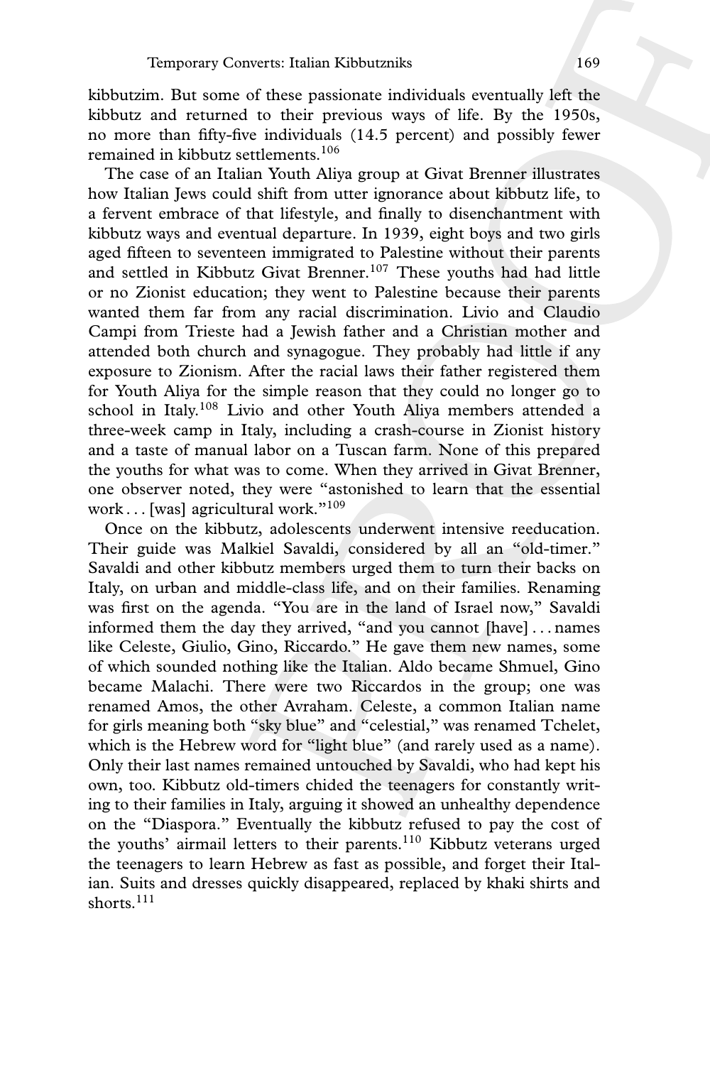kibbutzim. But some of these passionate individuals eventually left the kibbutz and returned to their previous ways of life. By the 1950s, no more than fifty-five individuals (14.5 percent) and possibly fewer remained in kibbutz settlements.[106]

The case of an Italian Youth Aliya group at Givat Brenner illustrates how Italian Jews could shift from utter ignorance about kibbutz life, to a fervent embrace of that lifestyle, and finally to disenchantment with kibbutz ways and eventual departure. In 1939, eight boys and two girls aged fifteen to seventeen immigrated to Palestine without their parents and settled in Kibbutz Givat Brenner.[107] These youths had had little or no Zionist education; they went to Palestine because their parents wanted them far from any racial discrimination. Livio and Claudio Campi from Trieste had a Jewish father and a Christian mother and attended both church and synagogue. They probably had little if any exposure to Zionism. After the racial laws their father registered them for Youth Aliya for the simple reason that they could no longer go to school in Italy.[108] Livio and other Youth Aliya members attended a three-week camp in Italy, including a crash-course in Zionist history and a taste of manual labor on a Tuscan farm. None of this prepared the youths for what was to come. When they arrived in Givat Brenner, one observer noted, they were "astonished to learn that the essential work . . . [was] agricultural work."[109]

Once on the kibbutz, adolescents underwent intensive reeducation. Their guide was Malkiel Savaldi, considered by all an "old-timer." Savaldi and other kibbutz members urged them to turn their backs on Italy, on urban and middle-class life, and on their families. Renaming was first on the agenda. "You are in the land of Israel now," Savaldi informed them the day they arrived, "and you cannot [have] . . . names like Celeste, Giulio, Gino, Riccardo." He gave them new names, some of which sounded nothing like the Italian. Aldo became Shmuel, Gino became Malachi. There were two Riccardos in the group; one was renamed Amos, the other Avraham. Celeste, a common Italian name for girls meaning both "sky blue" and "celestial," was renamed Tchelet, which is the Hebrew word for "light blue" (and rarely used as a name). Only their last names remained untouched by Savaldi, who had kept his own, too. Kibbutz old-timers chided the teenagers for constantly writing to their families in Italy, arguing it showed an unhealthy dependence on the "Diaspora." Eventually the kibbutz refused to pay the cost of the youths' airmail letters to their parents.[110] Kibbutz veterans urged the teenagers to learn Hebrew as fast as possible, and forget their Italian. Suits and dresses quickly disappeared, replaced by khaki shirts and shorts.[111]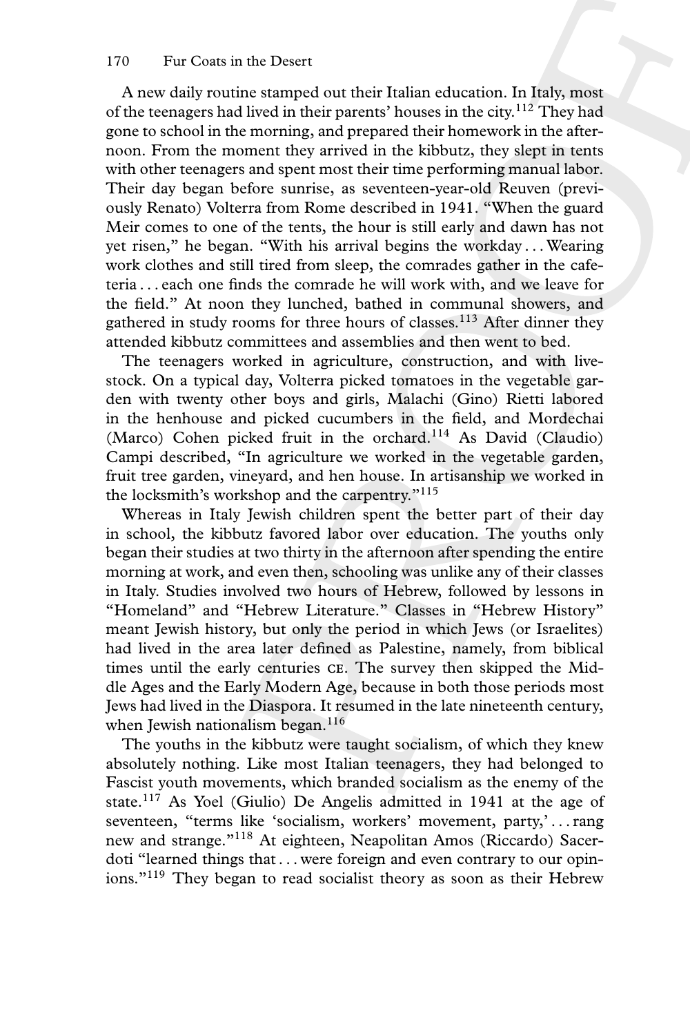A new daily routine stamped out their Italian education. In Italy, most of the teenagers had lived in their parents' houses in the city.[112] They had gone to school in the morning, and prepared their homework in the afternoon. From the moment they arrived in the kibbutz, they slept in tents with other teenagers and spent most their time performing manual labor. Their day began before sunrise, as seventeen-year-old Reuven (previously Renato) Volterra from Rome described in 1941. "When the guard Meir comes to one of the tents, the hour is still early and dawn has not yet risen," he began. "With his arrival begins the workday . . . Wearing work clothes and still tired from sleep, the comrades gather in the cafeteria . . . each one finds the comrade he will work with, and we leave for the field." At noon they lunched, bathed in communal showers, and gathered in study rooms for three hours of classes.[113] After dinner they attended kibbutz committees and assemblies and then went to bed.

The teenagers worked in agriculture, construction, and with livestock. On a typical day, Volterra picked tomatoes in the vegetable garden with twenty other boys and girls, Malachi (Gino) Rietti labored in the henhouse and picked cucumbers in the field, and Mordechai (Marco) Cohen picked fruit in the orchard.[114] As David (Claudio) Campi described, "In agriculture we worked in the vegetable garden, fruit tree garden, vineyard, and hen house. In artisanship we worked in the locksmith's workshop and the carpentry."[115]

Whereas in Italy Jewish children spent the better part of their day in school, the kibbutz favored labor over education. The youths only began their studies at two thirty in the afternoon after spending the entire morning at work, and even then, schooling was unlike any of their classes in Italy. Studies involved two hours of Hebrew, followed by lessons in "Homeland" and "Hebrew Literature." Classes in "Hebrew History" meant Jewish history, but only the period in which Jews (or Israelites) had lived in the area later defined as Palestine, namely, from biblical times until the early centuries CE. The survey then skipped the Middle Ages and the Early Modern Age, because in both those periods most Jews had lived in the Diaspora. It resumed in the late nineteenth century, when Jewish nationalism began.[116]

The youths in the kibbutz were taught socialism, of which they knew absolutely nothing. Like most Italian teenagers, they had belonged to Fascist youth movements, which branded socialism as the enemy of the state.[117] As Yoel (Giulio) De Angelis admitted in 1941 at the age of seventeen, "terms like 'socialism, workers' movement, party,' . . . rang new and strange."[118] At eighteen, Neapolitan Amos (Riccardo) Sacerdoti "learned things that . . . were foreign and even contrary to our opinions."[119] They began to read socialist theory as soon as their Hebrew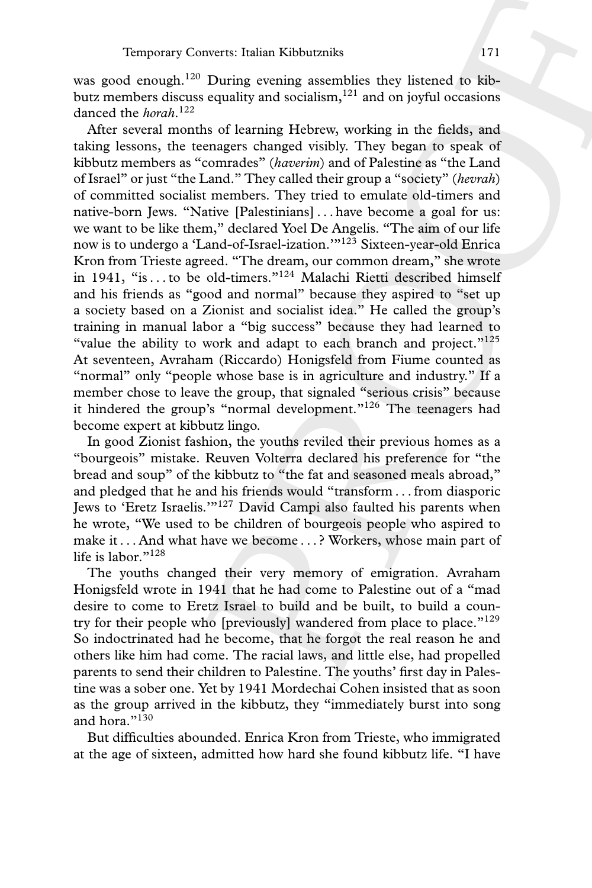was good enough.[120] During evening assemblies they listened to kibbutz members discuss equality and socialism,[121] and on joyful occasions danced the *horah*.[122]

After several months of learning Hebrew, working in the fields, and taking lessons, the teenagers changed visibly. They began to speak of kibbutz members as "comrades" (*haverim*) and of Palestine as "the Land of Israel" or just "the Land." They called their group a "society" (*hevrah*) of committed socialist members. They tried to emulate old-timers and native-born Jews. "Native [Palestinians] . . . have become a goal for us: we want to be like them," declared Yoel De Angelis. "The aim of our life now is to undergo a 'Land-of-Israel-ization.'"[123] Sixteen-year-old Enrica Kron from Trieste agreed. "The dream, our common dream," she wrote in 1941, "is . . . to be old-timers."[124] Malachi Rietti described himself and his friends as "good and normal" because they aspired to "set up a society based on a Zionist and socialist idea." He called the group's training in manual labor a "big success" because they had learned to "value the ability to work and adapt to each branch and project."[125] At seventeen, Avraham (Riccardo) Honigsfeld from Fiume counted as "normal" only "people whose base is in agriculture and industry." If a member chose to leave the group, that signaled "serious crisis" because it hindered the group's "normal development."[126] The teenagers had become expert at kibbutz lingo.

In good Zionist fashion, the youths reviled their previous homes as a "bourgeois" mistake. Reuven Volterra declared his preference for "the bread and soup" of the kibbutz to "the fat and seasoned meals abroad," and pledged that he and his friends would "transform . . . from diasporic Jews to 'Eretz Israelis.'"[127] David Campi also faulted his parents when he wrote, "We used to be children of bourgeois people who aspired to make it . . . And what have we become . . . ? Workers, whose main part of life is labor."[128]

The youths changed their very memory of emigration. Avraham Honigsfeld wrote in 1941 that he had come to Palestine out of a "mad desire to come to Eretz Israel to build and be built, to build a country for their people who [previously] wandered from place to place."[129] So indoctrinated had he become, that he forgot the real reason he and others like him had come. The racial laws, and little else, had propelled parents to send their children to Palestine. The youths' first day in Palestine was a sober one. Yet by 1941 Mordechai Cohen insisted that as soon as the group arrived in the kibbutz, they "immediately burst into song and hora."[130]

But difficulties abounded. Enrica Kron from Trieste, who immigrated at the age of sixteen, admitted how hard she found kibbutz life. "I have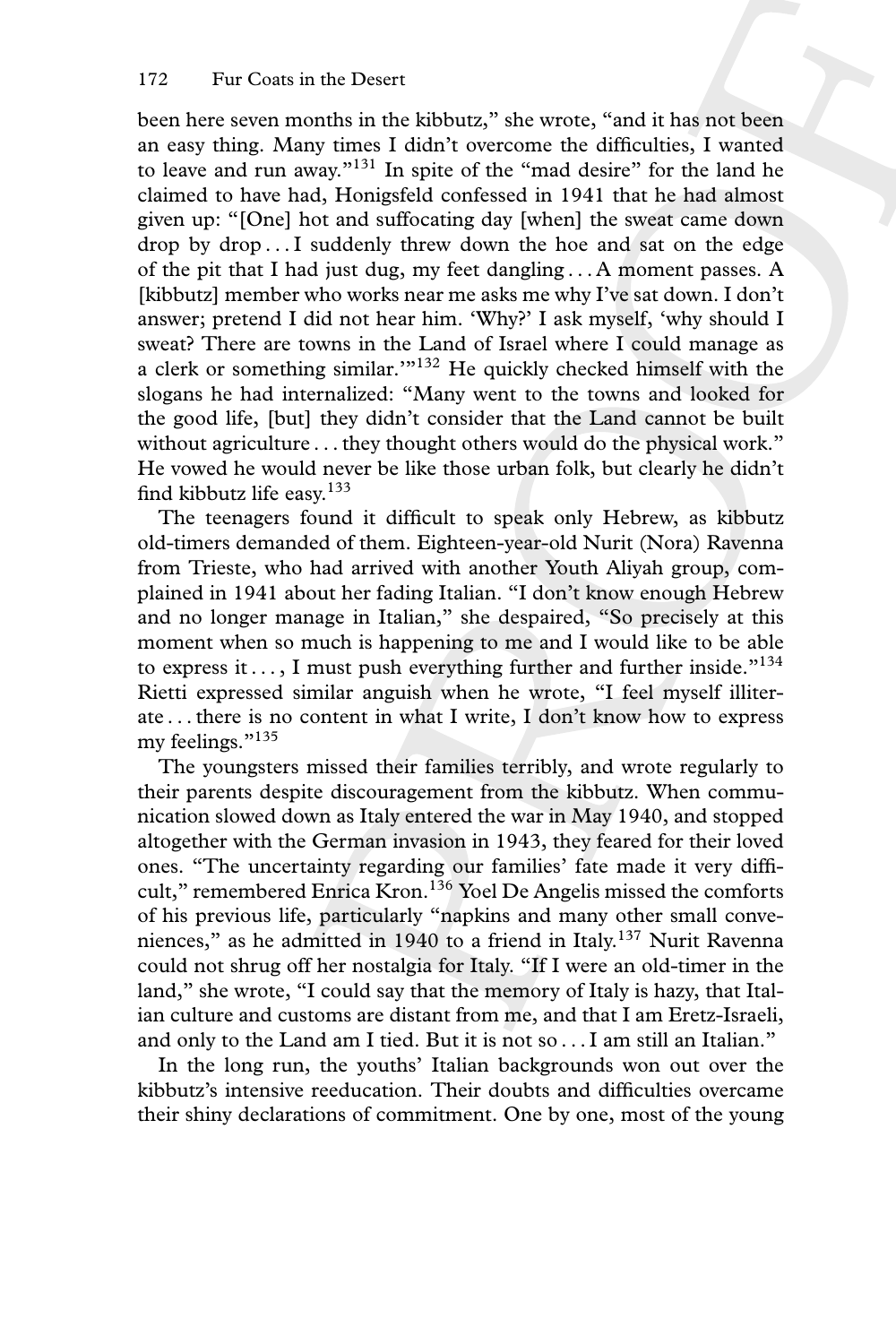been here seven months in the kibbutz," she wrote, "and it has not been an easy thing. Many times I didn't overcome the difficulties, I wanted to leave and run away."[131] In spite of the "mad desire" for the land he claimed to have had, Honigsfeld confessed in 1941 that he had almost given up: "[One] hot and suffocating day [when] the sweat came down drop by drop . . . I suddenly threw down the hoe and sat on the edge of the pit that I had just dug, my feet dangling . . . A moment passes. A [kibbutz] member who works near me asks me why I've sat down. I don't answer; pretend I did not hear him. 'Why?' I ask myself, 'why should I sweat? There are towns in the Land of Israel where I could manage as a clerk or something similar.'"[132] He quickly checked himself with the slogans he had internalized: "Many went to the towns and looked for the good life, [but] they didn't consider that the Land cannot be built without agriculture . . . they thought others would do the physical work." He vowed he would never be like those urban folk, but clearly he didn't find kibbutz life easy.[133]

The teenagers found it difficult to speak only Hebrew, as kibbutz old-timers demanded of them. Eighteen-year-old Nurit (Nora) Ravenna from Trieste, who had arrived with another Youth Aliyah group, complained in 1941 about her fading Italian. "I don't know enough Hebrew and no longer manage in Italian," she despaired, "So precisely at this moment when so much is happening to me and I would like to be able to express it . . . , I must push everything further and further inside."[134] Rietti expressed similar anguish when he wrote, "I feel myself illiterate . . . there is no content in what I write, I don't know how to express my feelings."[135]

The youngsters missed their families terribly, and wrote regularly to their parents despite discouragement from the kibbutz. When communication slowed down as Italy entered the war in May 1940, and stopped altogether with the German invasion in 1943, they feared for their loved ones. "The uncertainty regarding our families' fate made it very difficult," remembered Enrica Kron.[136] Yoel De Angelis missed the comforts of his previous life, particularly "napkins and many other small conveniences," as he admitted in 1940 to a friend in Italy.[137] Nurit Ravenna could not shrug off her nostalgia for Italy. "If I were an old-timer in the land," she wrote, "I could say that the memory of Italy is hazy, that Italian culture and customs are distant from me, and that I am Eretz-Israeli, and only to the Land am I tied. But it is not so . . . I am still an Italian."

In the long run, the youths' Italian backgrounds won out over the kibbutz's intensive reeducation. Their doubts and difficulties overcame their shiny declarations of commitment. One by one, most of the young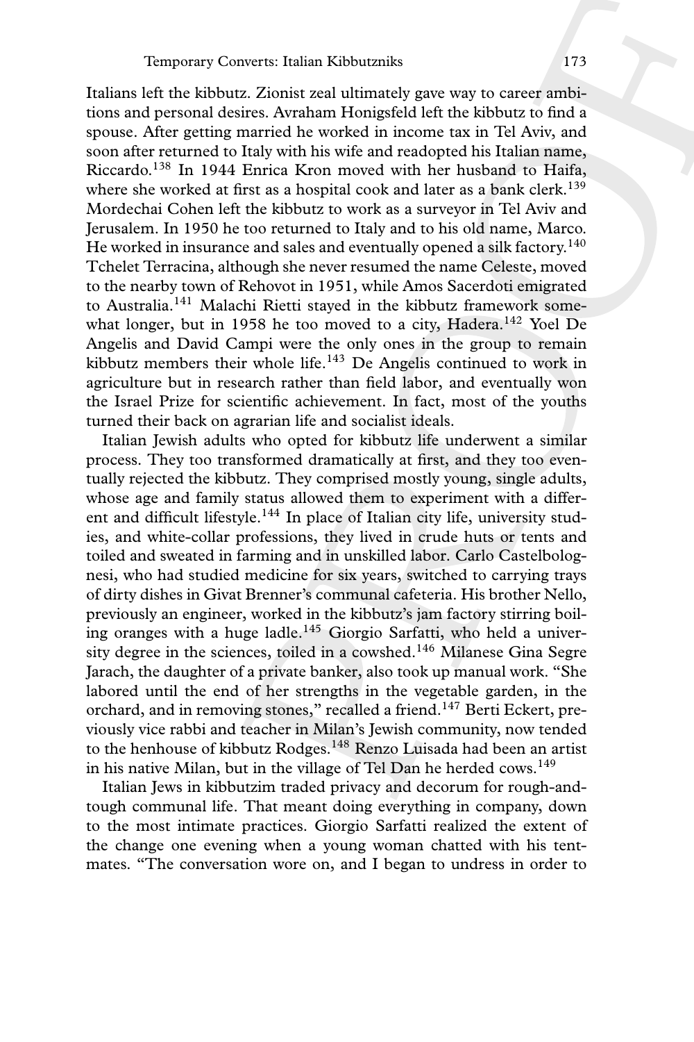Italians left the kibbutz. Zionist zeal ultimately gave way to career ambitions and personal desires. Avraham Honigsfeld left the kibbutz to find a spouse. After getting married he worked in income tax in Tel Aviv, and soon after returned to Italy with his wife and readopted his Italian name, Riccardo.[138] In 1944 Enrica Kron moved with her husband to Haifa, where she worked at first as a hospital cook and later as a bank clerk.[139] Mordechai Cohen left the kibbutz to work as a surveyor in Tel Aviv and Jerusalem. In 1950 he too returned to Italy and to his old name, Marco. He worked in insurance and sales and eventually opened a silk factory.[140] Tchelet Terracina, although she never resumed the name Celeste, moved to the nearby town of Rehovot in 1951, while Amos Sacerdoti emigrated to Australia.[141] Malachi Rietti stayed in the kibbutz framework somewhat longer, but in 1958 he too moved to a city, Hadera.[142] Yoel De Angelis and David Campi were the only ones in the group to remain kibbutz members their whole life.[143] De Angelis continued to work in agriculture but in research rather than field labor, and eventually won the Israel Prize for scientific achievement. In fact, most of the youths turned their back on agrarian life and socialist ideals.

Italian Jewish adults who opted for kibbutz life underwent a similar process. They too transformed dramatically at first, and they too eventually rejected the kibbutz. They comprised mostly young, single adults, whose age and family status allowed them to experiment with a different and difficult lifestyle.[144] In place of Italian city life, university studies, and white-collar professions, they lived in crude huts or tents and toiled and sweated in farming and in unskilled labor. Carlo Castelbolognesi, who had studied medicine for six years, switched to carrying trays of dirty dishes in Givat Brenner's communal cafeteria. His brother Nello, previously an engineer, worked in the kibbutz's jam factory stirring boiling oranges with a huge ladle.[145] Giorgio Sarfatti, who held a university degree in the sciences, toiled in a cowshed.[146] Milanese Gina Segre Jarach, the daughter of a private banker, also took up manual work. "She labored until the end of her strengths in the vegetable garden, in the orchard, and in removing stones," recalled a friend.[147] Berti Eckert, previously vice rabbi and teacher in Milan's Jewish community, now tended to the henhouse of kibbutz Rodges.[148] Renzo Luisada had been an artist in his native Milan, but in the village of Tel Dan he herded cows.[149]

Italian Jews in kibbutzim traded privacy and decorum for rough-and-tough communal life. That meant doing everything in company, down to the most intimate practices. Giorgio Sarfatti realized the extent of the change one evening when a young woman chatted with his tentmates. "The conversation wore on, and I began to undress in order to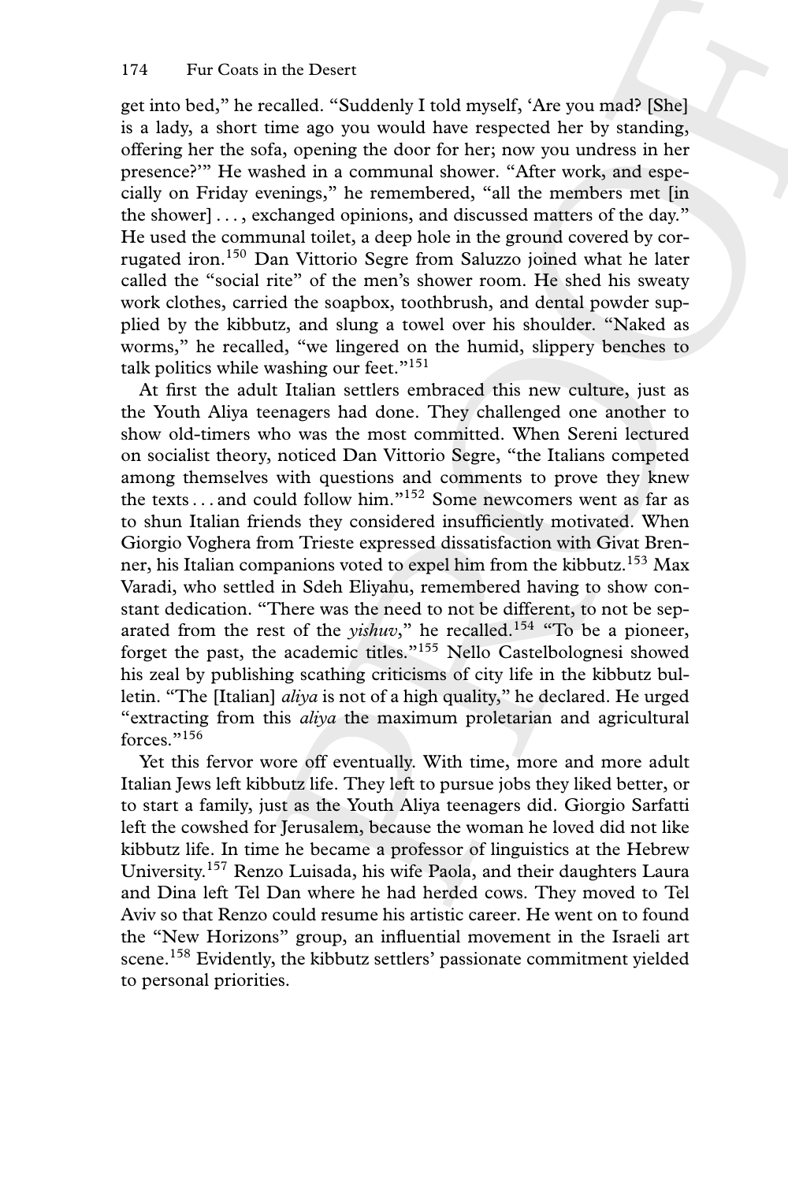get into bed," he recalled. "Suddenly I told myself, 'Are you mad? [She] is a lady, a short time ago you would have respected her by standing, offering her the sofa, opening the door for her; now you undress in her presence?'" He washed in a communal shower. "After work, and especially on Friday evenings," he remembered, "all the members met [in the shower] . . . , exchanged opinions, and discussed matters of the day." He used the communal toilet, a deep hole in the ground covered by corrugated iron.[150] Dan Vittorio Segre from Saluzzo joined what he later called the "social rite" of the men's shower room. He shed his sweaty work clothes, carried the soapbox, toothbrush, and dental powder supplied by the kibbutz, and slung a towel over his shoulder. "Naked as worms," he recalled, "we lingered on the humid, slippery benches to talk politics while washing our feet."[151]

At first the adult Italian settlers embraced this new culture, just as the Youth Aliya teenagers had done. They challenged one another to show old-timers who was the most committed. When Sereni lectured on socialist theory, noticed Dan Vittorio Segre, "the Italians competed among themselves with questions and comments to prove they knew the texts . . . and could follow him."[152] Some newcomers went as far as to shun Italian friends they considered insufficiently motivated. When Giorgio Voghera from Trieste expressed dissatisfaction with Givat Brenner, his Italian companions voted to expel him from the kibbutz.[153] Max Varadi, who settled in Sdeh Eliyahu, remembered having to show constant dedication. "There was the need to not be different, to not be separated from the rest of the *yishuv*," he recalled.[154] "To be a pioneer, forget the past, the academic titles."[155] Nello Castelbolognesi showed his zeal by publishing scathing criticisms of city life in the kibbutz bulletin. "The [Italian] *aliya* is not of a high quality," he declared. He urged "extracting from this *aliya* the maximum proletarian and agricultural forces."[156]

Yet this fervor wore off eventually. With time, more and more adult Italian Jews left kibbutz life. They left to pursue jobs they liked better, or to start a family, just as the Youth Aliya teenagers did. Giorgio Sarfatti left the cowshed for Jerusalem, because the woman he loved did not like kibbutz life. In time he became a professor of linguistics at the Hebrew University.[157] Renzo Luisada, his wife Paola, and their daughters Laura and Dina left Tel Dan where he had herded cows. They moved to Tel Aviv so that Renzo could resume his artistic career. He went on to found the "New Horizons" group, an influential movement in the Israeli art scene.[158] Evidently, the kibbutz settlers' passionate commitment yielded to personal priorities.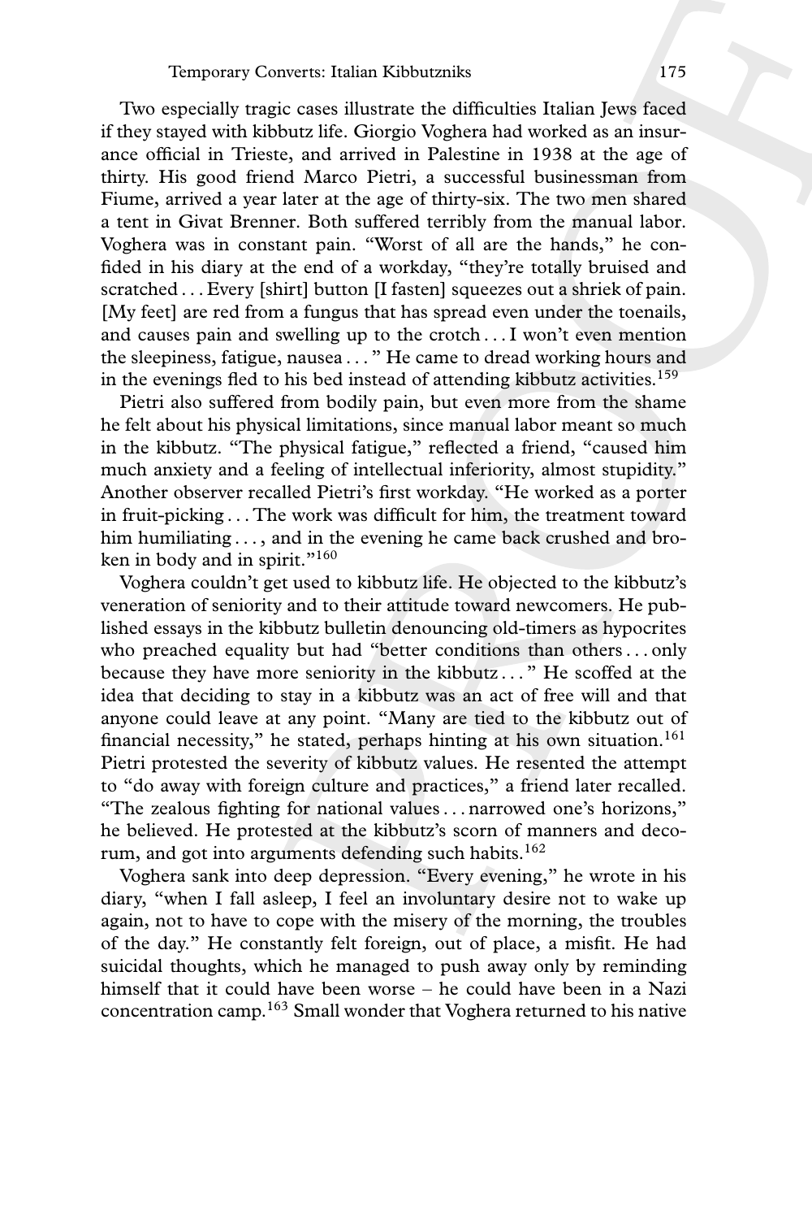Two especially tragic cases illustrate the difficulties Italian Jews faced if they stayed with kibbutz life. Giorgio Voghera had worked as an insurance official in Trieste, and arrived in Palestine in 1938 at the age of thirty. His good friend Marco Pietri, a successful businessman from Fiume, arrived a year later at the age of thirty-six. The two men shared a tent in Givat Brenner. Both suffered terribly from the manual labor. Voghera was in constant pain. "Worst of all are the hands," he confided in his diary at the end of a workday, "they're totally bruised and scratched . . . Every [shirt] button [I fasten] squeezes out a shriek of pain. [My feet] are red from a fungus that has spread even under the toenails, and causes pain and swelling up to the crotch . . . I won't even mention the sleepiness, fatigue, nausea . . . " He came to dread working hours and in the evenings fled to his bed instead of attending kibbutz activities.[159]

Pietri also suffered from bodily pain, but even more from the shame he felt about his physical limitations, since manual labor meant so much in the kibbutz. "The physical fatigue," reflected a friend, "caused him much anxiety and a feeling of intellectual inferiority, almost stupidity." Another observer recalled Pietri's first workday. "He worked as a porter in fruit-picking . . . The work was difficult for him, the treatment toward him humiliating . . . , and in the evening he came back crushed and broken in body and in spirit."[160]

Voghera couldn't get used to kibbutz life. He objected to the kibbutz's veneration of seniority and to their attitude toward newcomers. He published essays in the kibbutz bulletin denouncing old-timers as hypocrites who preached equality but had "better conditions than others . . . only because they have more seniority in the kibbutz . . . " He scoffed at the idea that deciding to stay in a kibbutz was an act of free will and that anyone could leave at any point. "Many are tied to the kibbutz out of financial necessity," he stated, perhaps hinting at his own situation.[161] Pietri protested the severity of kibbutz values. He resented the attempt to "do away with foreign culture and practices," a friend later recalled. "The zealous fighting for national values . . . narrowed one's horizons," he believed. He protested at the kibbutz's scorn of manners and decorum, and got into arguments defending such habits.[162]

Voghera sank into deep depression. "Every evening," he wrote in his diary, "when I fall asleep, I feel an involuntary desire not to wake up again, not to have to cope with the misery of the morning, the troubles of the day." He constantly felt foreign, out of place, a misfit. He had suicidal thoughts, which he managed to push away only by reminding himself that it could have been worse – he could have been in a Nazi concentration camp.[163] Small wonder that Voghera returned to his native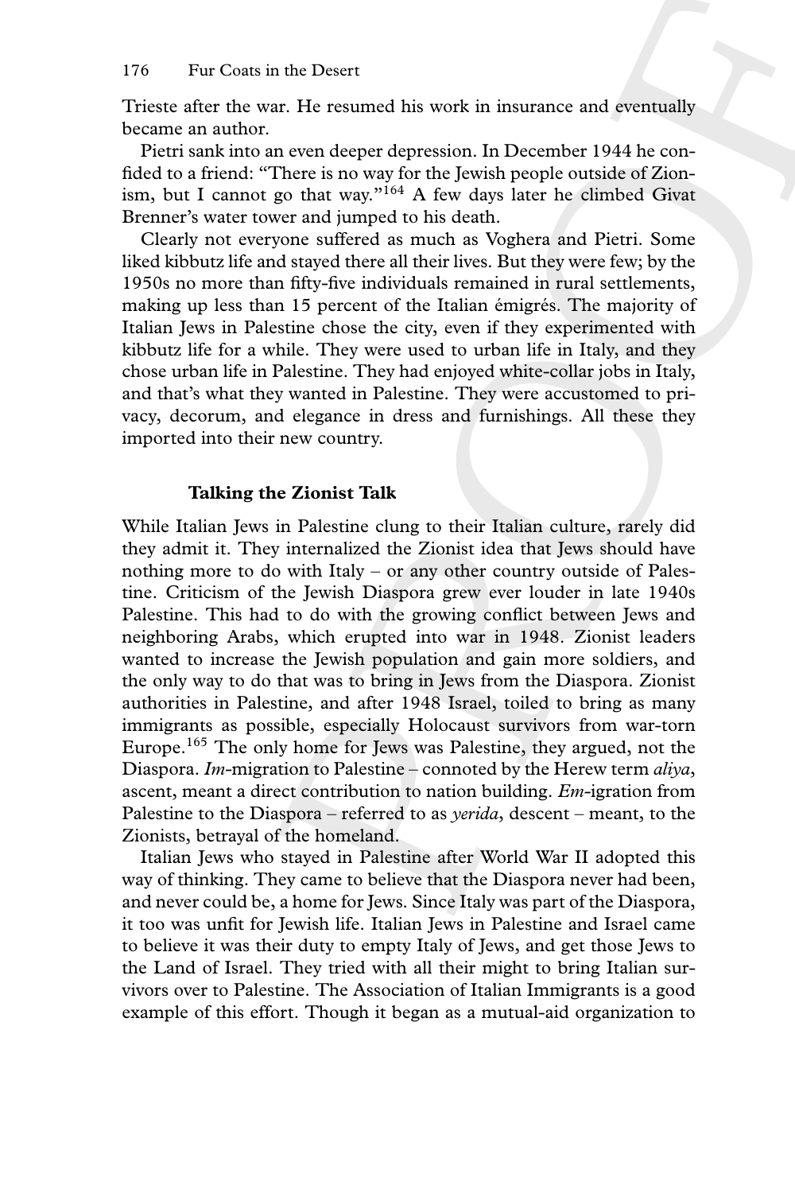Trieste after the war. He resumed his work in insurance and eventually became an author.

Pietri sank into an even deeper depression. In December 1944 he confided to a friend: "There is no way for the Jewish people outside of Zionism, but I cannot go that way."[164] A few days later he climbed Givat Brenner's water tower and jumped to his death.

Clearly not everyone suffered as much as Voghera and Pietri. Some liked kibbutz life and stayed there all their lives. But they were few; by the 1950s no more than fifty-five individuals remained in rural settlements, making up less than 15 percent of the Italian émigrés. The majority of Italian Jews in Palestine chose the city, even if they experimented with kibbutz life for a while. They were used to urban life in Italy, and they chose urban life in Palestine. They had enjoyed white-collar jobs in Italy, and that's what they wanted in Palestine. They were accustomed to privacy, decorum, and elegance in dress and furnishings. All these they imported into their new country.

### Talking the Zionist Talk

While Italian Jews in Palestine clung to their Italian culture, rarely did they admit it. They internalized the Zionist idea that Jews should have nothing more to do with Italy – or any other country outside of Palestine. Criticism of the Jewish Diaspora grew ever louder in late 1940s Palestine. This had to do with the growing conflict between Jews and neighboring Arabs, which erupted into war in 1948. Zionist leaders wanted to increase the Jewish population and gain more soldiers, and the only way to do that was to bring in Jews from the Diaspora. Zionist authorities in Palestine, and after 1948 Israel, toiled to bring as many immigrants as possible, especially Holocaust survivors from war-torn Europe.[165] The only home for Jews was Palestine, they argued, not the Diaspora. *Im*-migration to Palestine – connoted by the Herew term *aliya*, ascent, meant a direct contribution to nation building. *Em*-igration from Palestine to the Diaspora – referred to as *yerida*, descent – meant, to the Zionists, betrayal of the homeland.

Italian Jews who stayed in Palestine after World War II adopted this way of thinking. They came to believe that the Diaspora never had been, and never could be, a home for Jews. Since Italy was part of the Diaspora, it too was unfit for Jewish life. Italian Jews in Palestine and Israel came to believe it was their duty to empty Italy of Jews, and get those Jews to the Land of Israel. They tried with all their might to bring Italian survivors over to Palestine. The Association of Italian Immigrants is a good example of this effort. Though it began as a mutual-aid organization to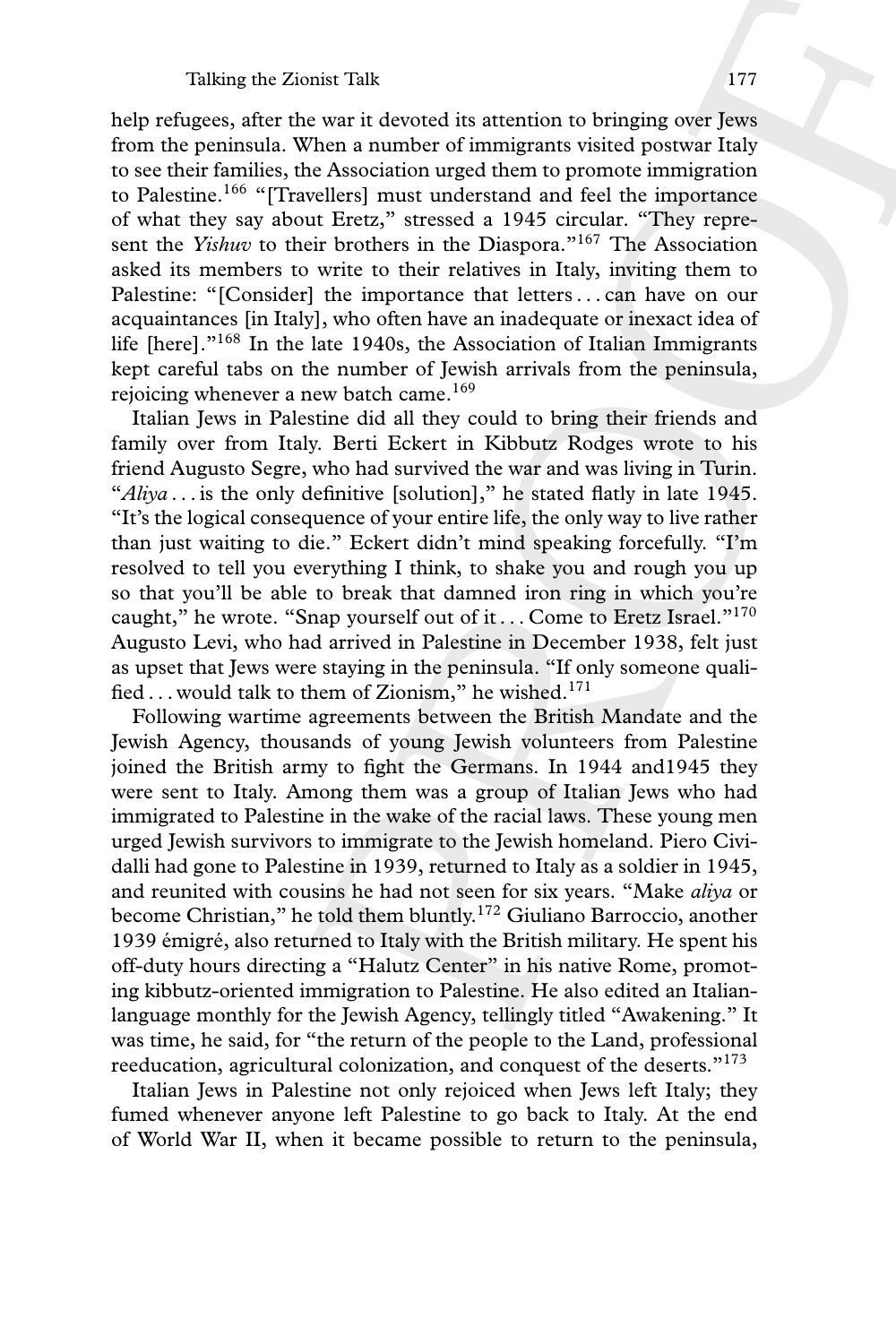help refugees, after the war it devoted its attention to bringing over Jews from the peninsula. When a number of immigrants visited postwar Italy to see their families, the Association urged them to promote immigration to Palestine.[166] "[Travellers] must understand and feel the importance of what they say about Eretz," stressed a 1945 circular. "They represent the *Yishuv* to their brothers in the Diaspora."[167] The Association asked its members to write to their relatives in Italy, inviting them to Palestine: "[Consider] the importance that letters . . . can have on our acquaintances [in Italy], who often have an inadequate or inexact idea of life [here]."[168] In the late 1940s, the Association of Italian Immigrants kept careful tabs on the number of Jewish arrivals from the peninsula, rejoicing whenever a new batch came.[169]

Italian Jews in Palestine did all they could to bring their friends and family over from Italy. Berti Eckert in Kibbutz Rodges wrote to his friend Augusto Segre, who had survived the war and was living in Turin. "*Aliya* . . . is the only definitive [solution]," he stated flatly in late 1945. "It's the logical consequence of your entire life, the only way to live rather than just waiting to die." Eckert didn't mind speaking forcefully. "I'm resolved to tell you everything I think, to shake you and rough you up so that you'll be able to break that damned iron ring in which you're caught," he wrote. "Snap yourself out of it . . . Come to Eretz Israel."[170] Augusto Levi, who had arrived in Palestine in December 1938, felt just as upset that Jews were staying in the peninsula. "If only someone qualified . . . would talk to them of Zionism," he wished.[171]

Following wartime agreements between the British Mandate and the Jewish Agency, thousands of young Jewish volunteers from Palestine joined the British army to fight the Germans. In 1944 and1945 they were sent to Italy. Among them was a group of Italian Jews who had immigrated to Palestine in the wake of the racial laws. These young men urged Jewish survivors to immigrate to the Jewish homeland. Piero Cividalli had gone to Palestine in 1939, returned to Italy as a soldier in 1945, and reunited with cousins he had not seen for six years. "Make *aliya* or become Christian," he told them bluntly.[172] Giuliano Barroccio, another 1939 émigré, also returned to Italy with the British military. He spent his off-duty hours directing a "Halutz Center" in his native Rome, promoting kibbutz-oriented immigration to Palestine. He also edited an Italian-language monthly for the Jewish Agency, tellingly titled "Awakening." It was time, he said, for "the return of the people to the Land, professional reeducation, agricultural colonization, and conquest of the deserts."[173]

Italian Jews in Palestine not only rejoiced when Jews left Italy; they fumed whenever anyone left Palestine to go back to Italy. At the end of World War II, when it became possible to return to the peninsula,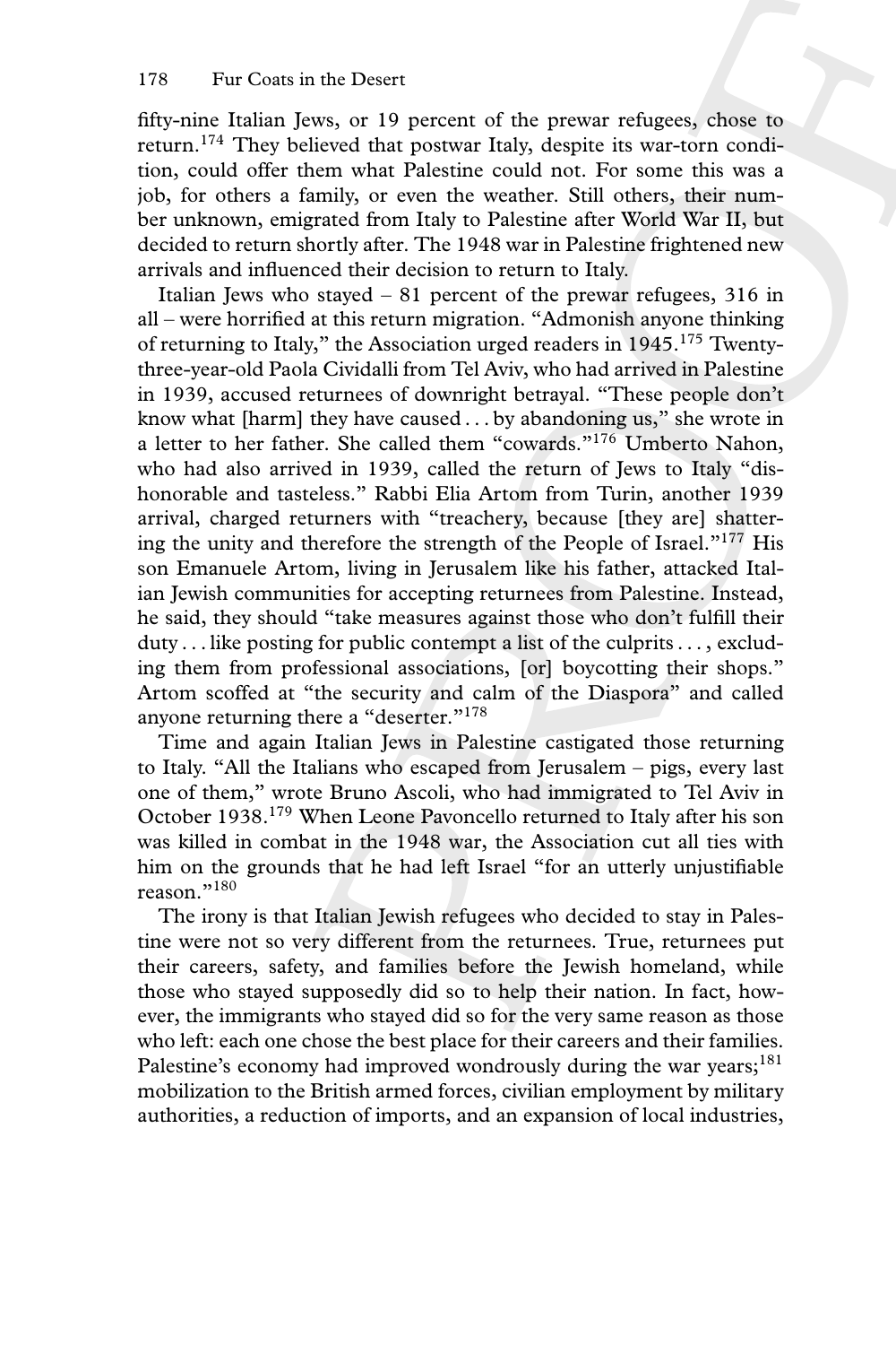fifty-nine Italian Jews, or 19 percent of the prewar refugees, chose to return.[174] They believed that postwar Italy, despite its war-torn condition, could offer them what Palestine could not. For some this was a job, for others a family, or even the weather. Still others, their number unknown, emigrated from Italy to Palestine after World War II, but decided to return shortly after. The 1948 war in Palestine frightened new arrivals and influenced their decision to return to Italy.

Italian Jews who stayed – 81 percent of the prewar refugees, 316 in all – were horrified at this return migration. "Admonish anyone thinking of returning to Italy," the Association urged readers in 1945.[175] Twenty-three-year-old Paola Cividalli from Tel Aviv, who had arrived in Palestine in 1939, accused returnees of downright betrayal. "These people don't know what [harm] they have caused . . . by abandoning us," she wrote in a letter to her father. She called them "cowards."[176] Umberto Nahon, who had also arrived in 1939, called the return of Jews to Italy "dishonorable and tasteless." Rabbi Elia Artom from Turin, another 1939 arrival, charged returners with "treachery, because [they are] shattering the unity and therefore the strength of the People of Israel."[177] His son Emanuele Artom, living in Jerusalem like his father, attacked Italian Jewish communities for accepting returnees from Palestine. Instead, he said, they should "take measures against those who don't fulfill their duty . . . like posting for public contempt a list of the culprits . . . , excluding them from professional associations, [or] boycotting their shops." Artom scoffed at "the security and calm of the Diaspora" and called anyone returning there a "deserter."[178]

Time and again Italian Jews in Palestine castigated those returning to Italy. "All the Italians who escaped from Jerusalem – pigs, every last one of them," wrote Bruno Ascoli, who had immigrated to Tel Aviv in October 1938.[179] When Leone Pavoncello returned to Italy after his son was killed in combat in the 1948 war, the Association cut all ties with him on the grounds that he had left Israel "for an utterly unjustifiable reason."[180]

The irony is that Italian Jewish refugees who decided to stay in Palestine were not so very different from the returnees. True, returnees put their careers, safety, and families before the Jewish homeland, while those who stayed supposedly did so to help their nation. In fact, however, the immigrants who stayed did so for the very same reason as those who left: each one chose the best place for their careers and their families. Palestine's economy had improved wondrously during the war years;[181] mobilization to the British armed forces, civilian employment by military authorities, a reduction of imports, and an expansion of local industries,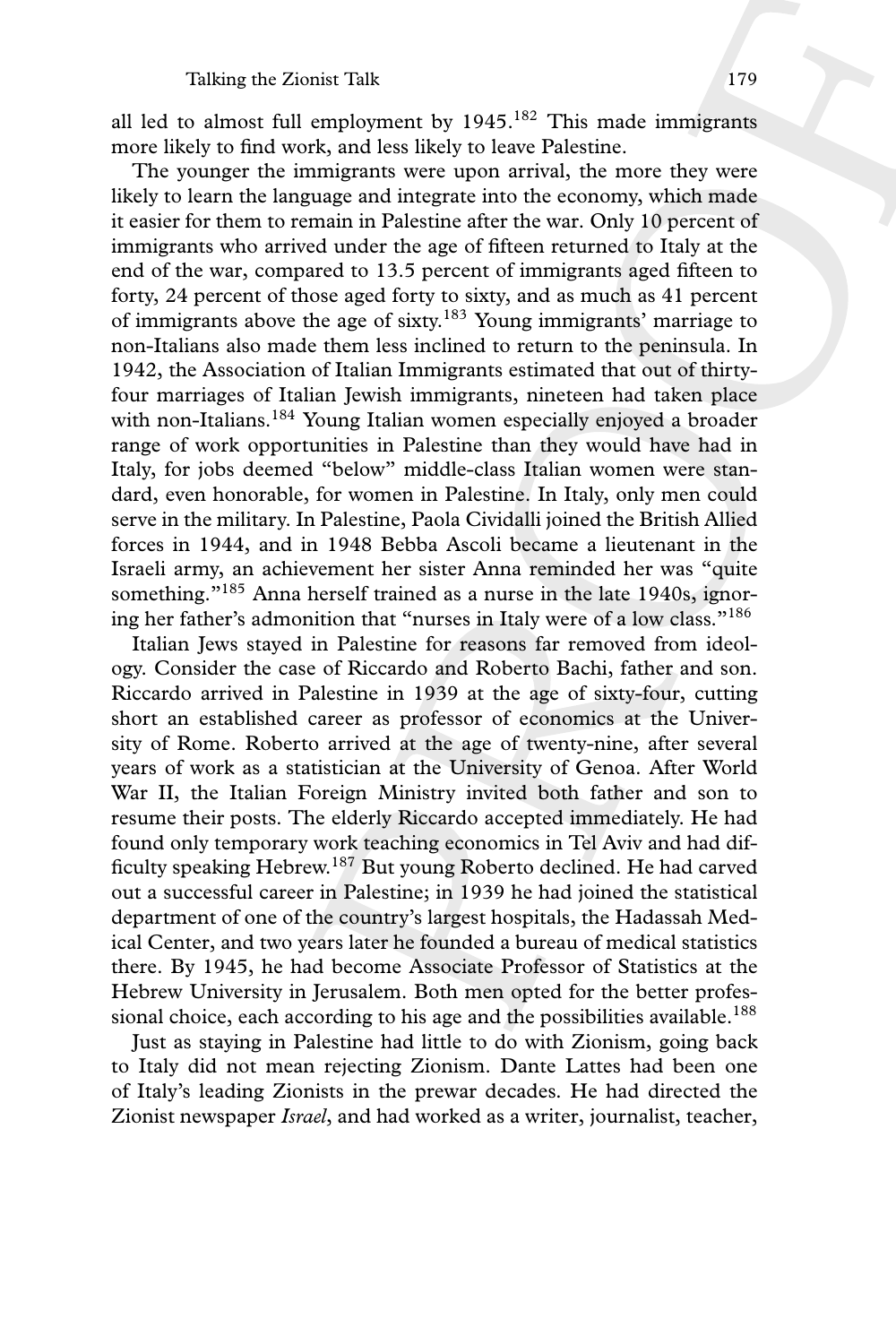all led to almost full employment by 1945.[182] This made immigrants more likely to find work, and less likely to leave Palestine.

The younger the immigrants were upon arrival, the more they were likely to learn the language and integrate into the economy, which made it easier for them to remain in Palestine after the war. Only 10 percent of immigrants who arrived under the age of fifteen returned to Italy at the end of the war, compared to 13.5 percent of immigrants aged fifteen to forty, 24 percent of those aged forty to sixty, and as much as 41 percent of immigrants above the age of sixty.[183] Young immigrants' marriage to non-Italians also made them less inclined to return to the peninsula. In 1942, the Association of Italian Immigrants estimated that out of thirty-four marriages of Italian Jewish immigrants, nineteen had taken place with non-Italians.[184] Young Italian women especially enjoyed a broader range of work opportunities in Palestine than they would have had in Italy, for jobs deemed "below" middle-class Italian women were standard, even honorable, for women in Palestine. In Italy, only men could serve in the military. In Palestine, Paola Cividalli joined the British Allied forces in 1944, and in 1948 Bebba Ascoli became a lieutenant in the Israeli army, an achievement her sister Anna reminded her was "quite something."[185] Anna herself trained as a nurse in the late 1940s, ignoring her father's admonition that "nurses in Italy were of a low class."[186]

Italian Jews stayed in Palestine for reasons far removed from ideology. Consider the case of Riccardo and Roberto Bachi, father and son. Riccardo arrived in Palestine in 1939 at the age of sixty-four, cutting short an established career as professor of economics at the University of Rome. Roberto arrived at the age of twenty-nine, after several years of work as a statistician at the University of Genoa. After World War II, the Italian Foreign Ministry invited both father and son to resume their posts. The elderly Riccardo accepted immediately. He had found only temporary work teaching economics in Tel Aviv and had difficulty speaking Hebrew.[187] But young Roberto declined. He had carved out a successful career in Palestine; in 1939 he had joined the statistical department of one of the country's largest hospitals, the Hadassah Medical Center, and two years later he founded a bureau of medical statistics there. By 1945, he had become Associate Professor of Statistics at the Hebrew University in Jerusalem. Both men opted for the better professional choice, each according to his age and the possibilities available.[188]

Just as staying in Palestine had little to do with Zionism, going back to Italy did not mean rejecting Zionism. Dante Lattes had been one of Italy's leading Zionists in the prewar decades. He had directed the Zionist newspaper *Israel*, and had worked as a writer, journalist, teacher,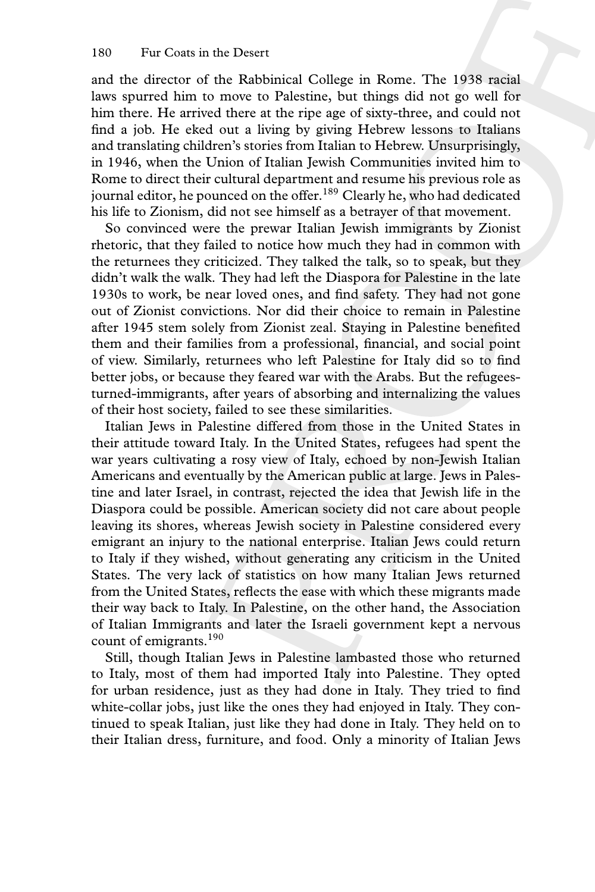and the director of the Rabbinical College in Rome. The 1938 racial laws spurred him to move to Palestine, but things did not go well for him there. He arrived there at the ripe age of sixty-three, and could not find a job. He eked out a living by giving Hebrew lessons to Italians and translating children's stories from Italian to Hebrew. Unsurprisingly, in 1946, when the Union of Italian Jewish Communities invited him to Rome to direct their cultural department and resume his previous role as journal editor, he pounced on the offer.[189] Clearly he, who had dedicated his life to Zionism, did not see himself as a betrayer of that movement.

So convinced were the prewar Italian Jewish immigrants by Zionist rhetoric, that they failed to notice how much they had in common with the returnees they criticized. They talked the talk, so to speak, but they didn't walk the walk. They had left the Diaspora for Palestine in the late 1930s to work, be near loved ones, and find safety. They had not gone out of Zionist convictions. Nor did their choice to remain in Palestine after 1945 stem solely from Zionist zeal. Staying in Palestine benefited them and their families from a professional, financial, and social point of view. Similarly, returnees who left Palestine for Italy did so to find better jobs, or because they feared war with the Arabs. But the refugees-turned-immigrants, after years of absorbing and internalizing the values of their host society, failed to see these similarities.

Italian Jews in Palestine differed from those in the United States in their attitude toward Italy. In the United States, refugees had spent the war years cultivating a rosy view of Italy, echoed by non-Jewish Italian Americans and eventually by the American public at large. Jews in Palestine and later Israel, in contrast, rejected the idea that Jewish life in the Diaspora could be possible. American society did not care about people leaving its shores, whereas Jewish society in Palestine considered every emigrant an injury to the national enterprise. Italian Jews could return to Italy if they wished, without generating any criticism in the United States. The very lack of statistics on how many Italian Jews returned from the United States, reflects the ease with which these migrants made their way back to Italy. In Palestine, on the other hand, the Association of Italian Immigrants and later the Israeli government kept a nervous count of emigrants.[190]

Still, though Italian Jews in Palestine lambasted those who returned to Italy, most of them had imported Italy into Palestine. They opted for urban residence, just as they had done in Italy. They tried to find white-collar jobs, just like the ones they had enjoyed in Italy. They continued to speak Italian, just like they had done in Italy. They held on to their Italian dress, furniture, and food. Only a minority of Italian Jews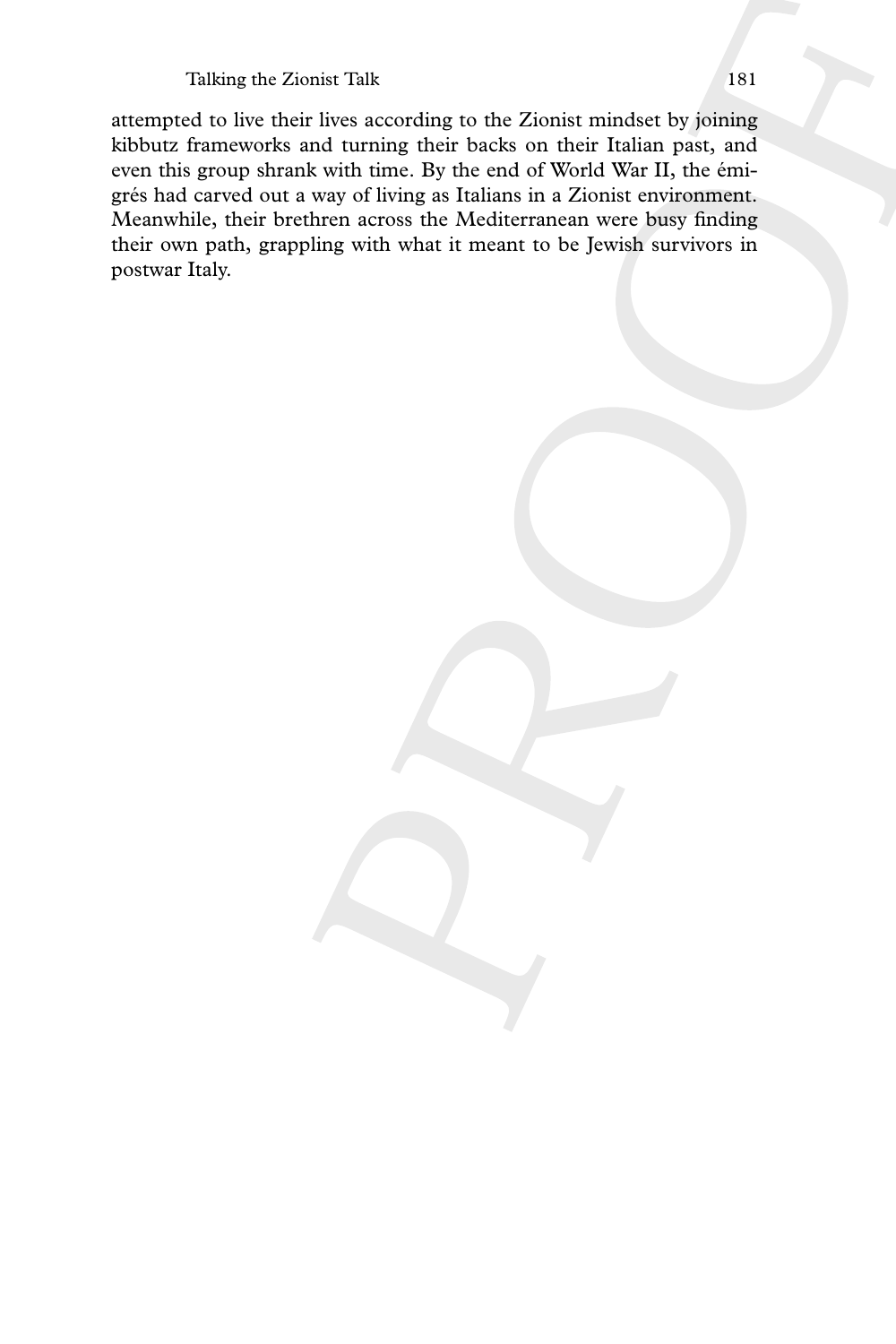attempted to live their lives according to the Zionist mindset by joining kibbutz frameworks and turning their backs on their Italian past, and even this group shrank with time. By the end of World War II, the émigrés had carved out a way of living as Italians in a Zionist environment. Meanwhile, their brethren across the Mediterranean were busy finding their own path, grappling with what it meant to be Jewish survivors in postwar Italy.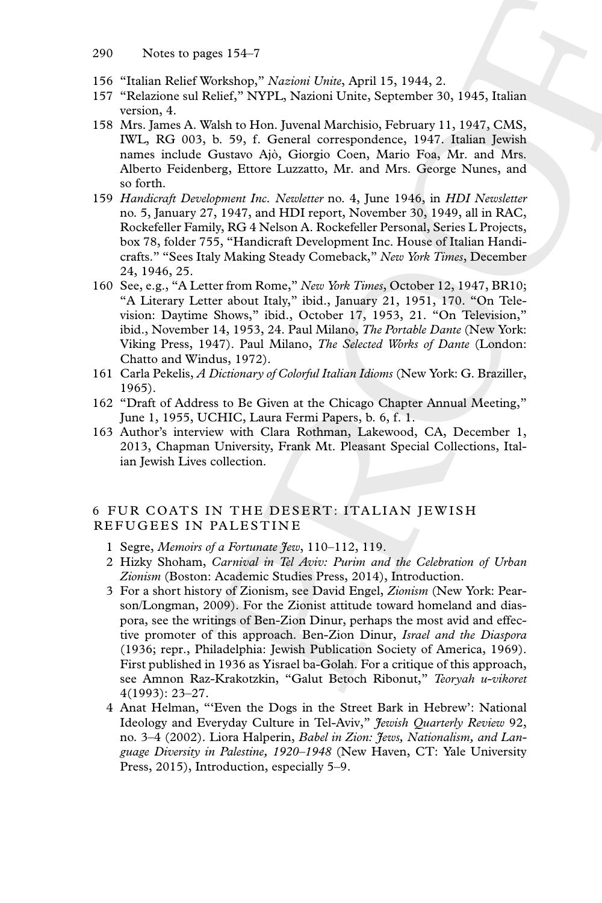156 "Italian Relief Workshop," *Nazioni Unite*, April 15, 1944, 2.

157 "Relazione sul Relief," NYPL, Nazioni Unite, September 30, 1945, Italian version, 4.

158 Mrs. James A. Walsh to Hon. Juvenal Marchisio, February 11, 1947, CMS, IWL, RG 003, b. 59, f. General correspondence, 1947. Italian Jewish names include Gustavo Ajò, Giorgio Coen, Mario Foa, Mr. and Mrs. Alberto Feidenberg, Ettore Luzzatto, Mr. and Mrs. George Nunes, and so forth.

159 *Handicraft Development Inc. Newletter* no. 4, June 1946, in *HDI Newsletter* no. 5, January 27, 1947, and HDI report, November 30, 1949, all in RAC, Rockefeller Family, RG 4 Nelson A. Rockefeller Personal, Series L Projects, box 78, folder 755, "Handicraft Development Inc. House of Italian Handicrafts." "Sees Italy Making Steady Comeback," *New York Times*, December 24, 1946, 25.

160 See, e.g., "A Letter from Rome," *New York Times*, October 12, 1947, BR10; "A Literary Letter about Italy," ibid., January 21, 1951, 170. "On Television: Daytime Shows," ibid., October 17, 1953, 21. "On Television," ibid., November 14, 1953, 24. Paul Milano, *The Portable Dante* (New York: Viking Press, 1947). Paul Milano, *The Selected Works of Dante* (London: Chatto and Windus, 1972).

161 Carla Pekelis, *A Dictionary of Colorful Italian Idioms* (New York: G. Braziller, 1965).

162 "Draft of Address to Be Given at the Chicago Chapter Annual Meeting," June 1, 1955, UCHIC, Laura Fermi Papers, b. 6, f. 1.

163 Author's interview with Clara Rothman, Lakewood, CA, December 1, 2013, Chapman University, Frank Mt. Pleasant Special Collections, Italian Jewish Lives collection.

## 6 FUR COATS IN THE DESERT: ITALIAN JEWISH REFUGEES IN PALESTINE

1 Segre, *Memoirs of a Fortunate Jew*, 110–112, 119.

2 Hizky Shoham, *Carnival in Tel Aviv: Purim and the Celebration of Urban Zionism* (Boston: Academic Studies Press, 2014), Introduction.

3 For a short history of Zionism, see David Engel, *Zionism* (New York: Pearson/Longman, 2009). For the Zionist attitude toward homeland and diaspora, see the writings of Ben-Zion Dinur, perhaps the most avid and effective promoter of this approach. Ben-Zion Dinur, *Israel and the Diaspora* (1936; repr., Philadelphia: Jewish Publication Society of America, 1969). First published in 1936 as Yisrael ba-Golah. For a critique of this approach, see Amnon Raz-Krakotzkin, "Galut Betoch Ribonut," *Teoryah u-vikoret* 4(1993): 23–27.

4 Anat Helman, "'Even the Dogs in the Street Bark in Hebrew': National Ideology and Everyday Culture in Tel-Aviv," *Jewish Quarterly Review* 92, no. 3–4 (2002). Liora Halperin, *Babel in Zion: Jews, Nationalism, and Language Diversity in Palestine, 1920–1948* (New Haven, CT: Yale University Press, 2015), Introduction, especially 5–9.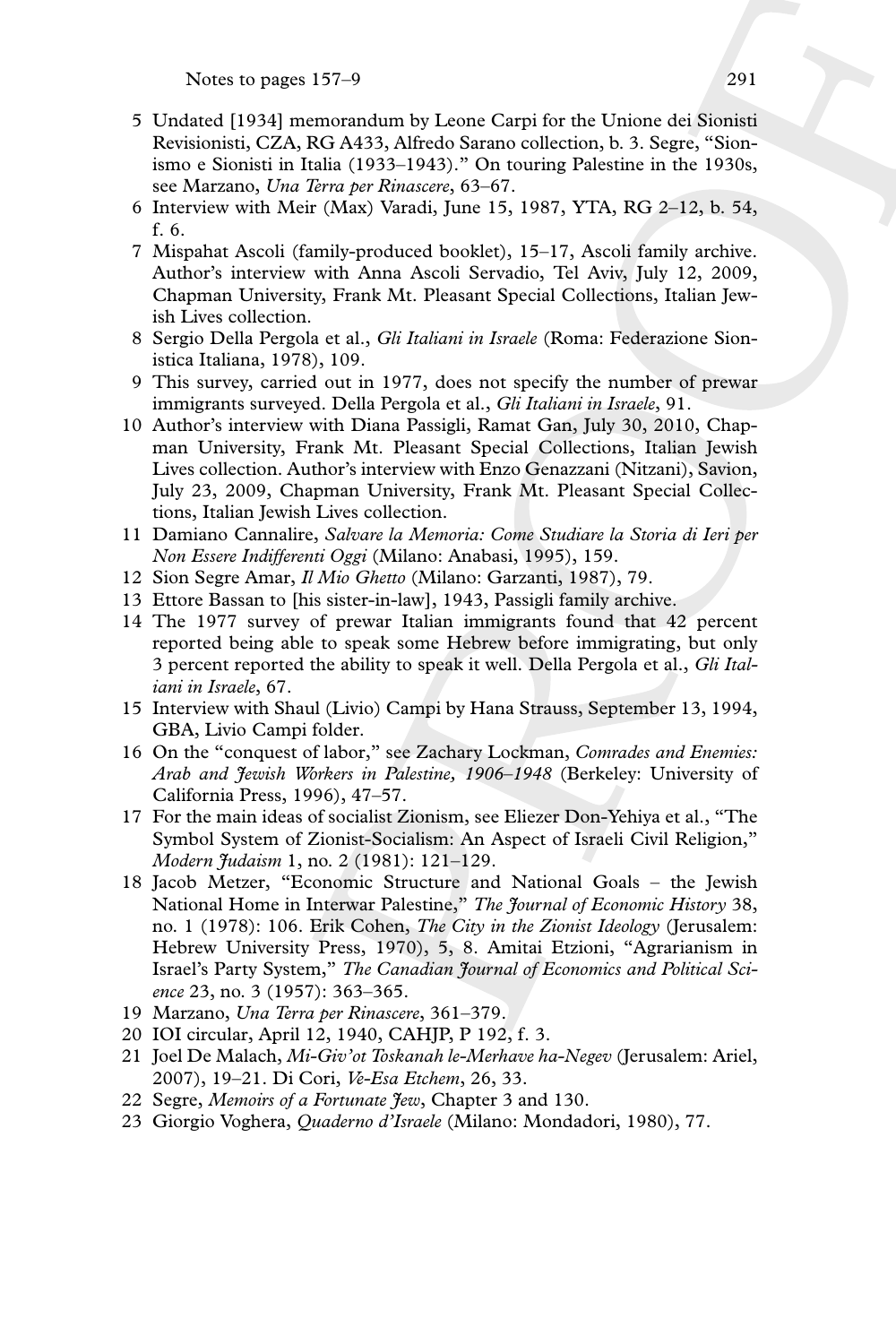5 Undated [1934] memorandum by Leone Carpi for the Unione dei Sionisti Revisionisti, CZA, RG A433, Alfredo Sarano collection, b. 3. Segre, "Sionismo e Sionisti in Italia (1933–1943)." On touring Palestine in the 1930s, see Marzano, *Una Terra per Rinascere*, 63–67.

6 Interview with Meir (Max) Varadi, June 15, 1987, YTA, RG 2–12, b. 54, f. 6.

7 Mispahat Ascoli (family-produced booklet), 15–17, Ascoli family archive. Author's interview with Anna Ascoli Servadio, Tel Aviv, July 12, 2009, Chapman University, Frank Mt. Pleasant Special Collections, Italian Jewish Lives collection.

8 Sergio Della Pergola et al., *Gli Italiani in Israele* (Roma: Federazione Sionistica Italiana, 1978), 109.

9 This survey, carried out in 1977, does not specify the number of prewar immigrants surveyed. Della Pergola et al., *Gli Italiani in Israele*, 91.

10 Author's interview with Diana Passigli, Ramat Gan, July 30, 2010, Chapman University, Frank Mt. Pleasant Special Collections, Italian Jewish Lives collection. Author's interview with Enzo Genazzani (Nitzani), Savion, July 23, 2009, Chapman University, Frank Mt. Pleasant Special Collections, Italian Jewish Lives collection.

11 Damiano Cannalire, *Salvare la Memoria: Come Studiare la Storia di Ieri per Non Essere Indifferenti Oggi* (Milano: Anabasi, 1995), 159.

12 Sion Segre Amar, *Il Mio Ghetto* (Milano: Garzanti, 1987), 79.

13 Ettore Bassan to [his sister-in-law], 1943, Passigli family archive.

14 The 1977 survey of prewar Italian immigrants found that 42 percent reported being able to speak some Hebrew before immigrating, but only 3 percent reported the ability to speak it well. Della Pergola et al., *Gli Italiani in Israele*, 67.

15 Interview with Shaul (Livio) Campi by Hana Strauss, September 13, 1994, GBA, Livio Campi folder.

16 On the "conquest of labor," see Zachary Lockman, *Comrades and Enemies: Arab and Jewish Workers in Palestine, 1906–1948* (Berkeley: University of California Press, 1996), 47–57.

17 For the main ideas of socialist Zionism, see Eliezer Don-Yehiya et al., "The Symbol System of Zionist-Socialism: An Aspect of Israeli Civil Religion," *Modern Judaism* 1, no. 2 (1981): 121–129.

18 Jacob Metzer, "Economic Structure and National Goals – the Jewish National Home in Interwar Palestine," *The Journal of Economic History* 38, no. 1 (1978): 106. Erik Cohen, *The City in the Zionist Ideology* (Jerusalem: Hebrew University Press, 1970), 5, 8. Amitai Etzioni, "Agrarianism in Israel's Party System," *The Canadian Journal of Economics and Political Science* 23, no. 3 (1957): 363–365.

19 Marzano, *Una Terra per Rinascere*, 361–379.

20 IOI circular, April 12, 1940, CAHJP, P 192, f. 3.

21 Joel De Malach, *Mi-Giv'ot Toskanah le-Merhave ha-Negev* (Jerusalem: Ariel, 2007), 19–21. Di Cori, *Ve-Esa Etchem*, 26, 33.

22 Segre, *Memoirs of a Fortunate Jew*, Chapter 3 and 130.

23 Giorgio Voghera, *Quaderno d'Israele* (Milano: Mondadori, 1980), 77.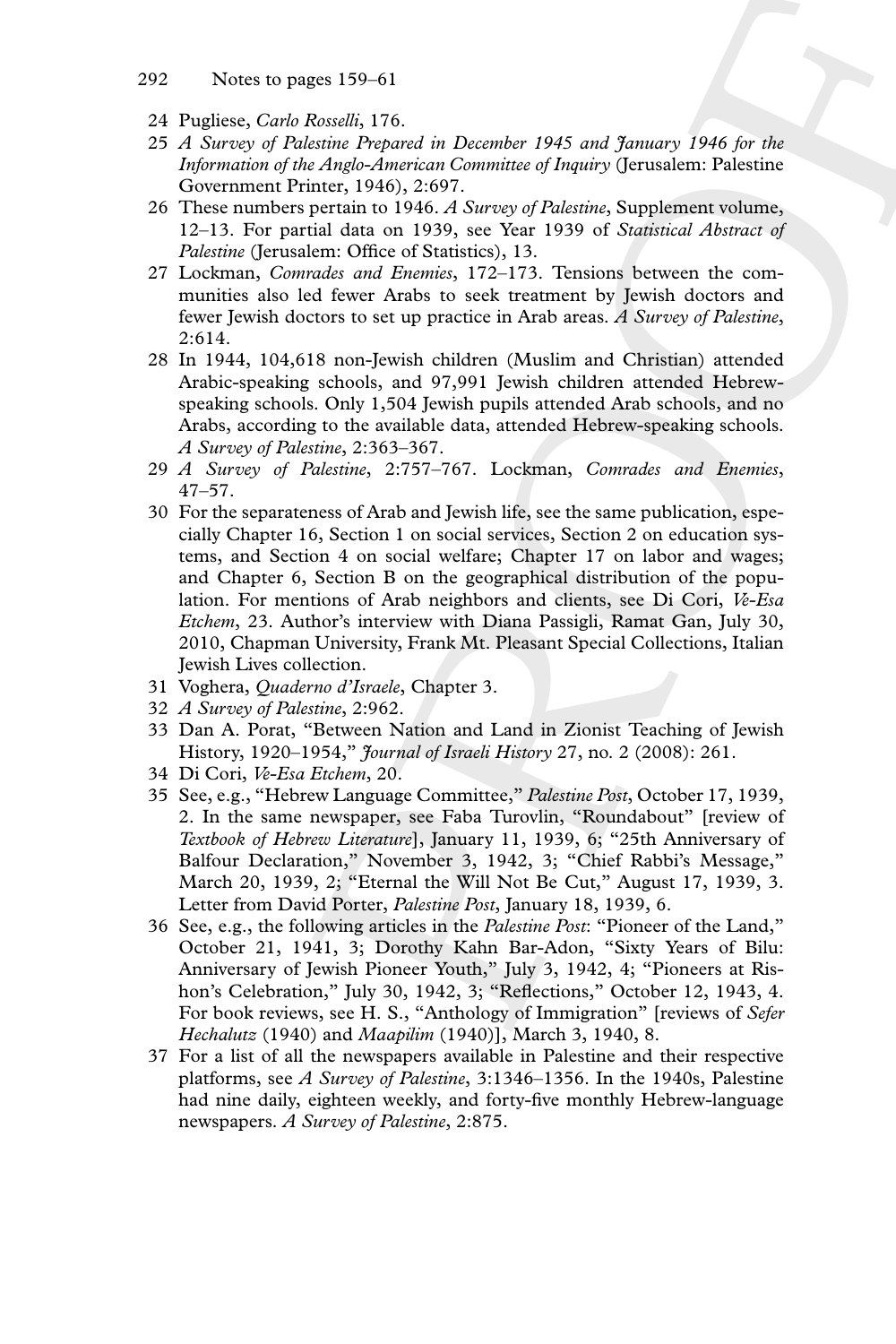24 Pugliese, *Carlo Rosselli*, 176.

25 *A Survey of Palestine Prepared in December 1945 and January 1946 for the Information of the Anglo-American Committee of Inquiry* (Jerusalem: Palestine Government Printer, 1946), 2:697.

26 These numbers pertain to 1946. *A Survey of Palestine*, Supplement volume, 12–13. For partial data on 1939, see Year 1939 of *Statistical Abstract of Palestine* (Jerusalem: Office of Statistics), 13.

27 Lockman, *Comrades and Enemies*, 172–173. Tensions between the communities also led fewer Arabs to seek treatment by Jewish doctors and fewer Jewish doctors to set up practice in Arab areas. *A Survey of Palestine*, 2:614.

28 In 1944, 104,618 non-Jewish children (Muslim and Christian) attended Arabic-speaking schools, and 97,991 Jewish children attended Hebrew-speaking schools. Only 1,504 Jewish pupils attended Arab schools, and no Arabs, according to the available data, attended Hebrew-speaking schools. *A Survey of Palestine*, 2:363–367.

29 *A Survey of Palestine*, 2:757–767. Lockman, *Comrades and Enemies*, 47–57.

30 For the separateness of Arab and Jewish life, see the same publication, especially Chapter 16, Section 1 on social services, Section 2 on education systems, and Section 4 on social welfare; Chapter 17 on labor and wages; and Chapter 6, Section B on the geographical distribution of the population. For mentions of Arab neighbors and clients, see Di Cori, *Ve-Esa Etchem*, 23. Author's interview with Diana Passigli, Ramat Gan, July 30, 2010, Chapman University, Frank Mt. Pleasant Special Collections, Italian Jewish Lives collection.

31 Voghera, *Quaderno d'Israele*, Chapter 3.

32 *A Survey of Palestine*, 2:962.

33 Dan A. Porat, "Between Nation and Land in Zionist Teaching of Jewish History, 1920–1954," *Journal of Israeli History* 27, no. 2 (2008): 261.

34 Di Cori, *Ve-Esa Etchem*, 20.

35 See, e.g., "Hebrew Language Committee," *Palestine Post*, October 17, 1939, 2. In the same newspaper, see Faba Turovlin, "Roundabout" [review of *Textbook of Hebrew Literature*], January 11, 1939, 6; "25th Anniversary of Balfour Declaration," November 3, 1942, 3; "Chief Rabbi's Message," March 20, 1939, 2; "Eternal the Will Not Be Cut," August 17, 1939, 3. Letter from David Porter, *Palestine Post*, January 18, 1939, 6.

36 See, e.g., the following articles in the *Palestine Post*: "Pioneer of the Land," October 21, 1941, 3; Dorothy Kahn Bar-Adon, "Sixty Years of Bilu: Anniversary of Jewish Pioneer Youth," July 3, 1942, 4; "Pioneers at Rishon's Celebration," July 30, 1942, 3; "Reflections," October 12, 1943, 4. For book reviews, see H. S., "Anthology of Immigration" [reviews of *Sefer Hechalutz* (1940) and *Maapilim* (1940)], March 3, 1940, 8.

37 For a list of all the newspapers available in Palestine and their respective platforms, see *A Survey of Palestine*, 3:1346–1356. In the 1940s, Palestine had nine daily, eighteen weekly, and forty-five monthly Hebrew-language newspapers. *A Survey of Palestine*, 2:875.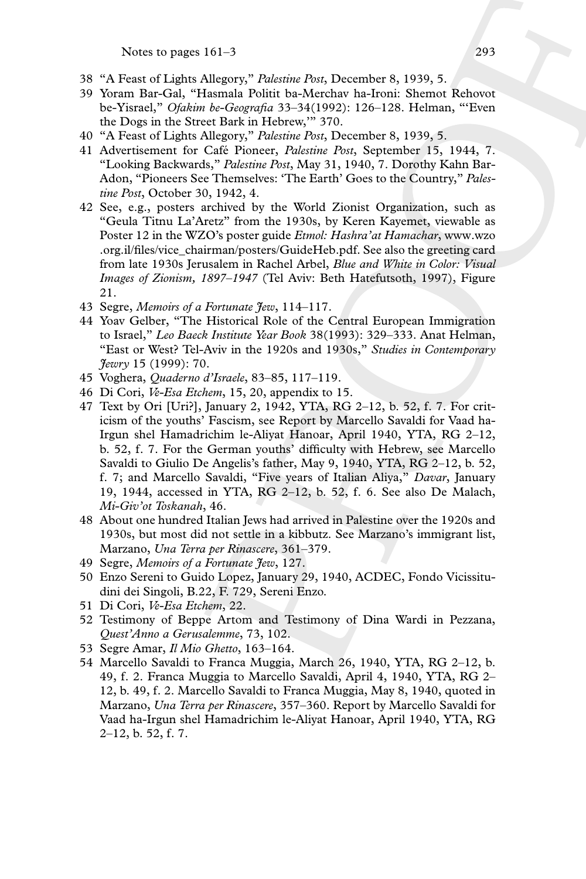38 "A Feast of Lights Allegory," *Palestine Post*, December 8, 1939, 5.

39 Yoram Bar-Gal, "Hasmala Politit ba-Merchav ha-Ironi: Shemot Rehovot be-Yisrael," *Ofakim be-Geografia* 33–34(1992): 126–128. Helman, "'Even the Dogs in the Street Bark in Hebrew,'" 370.

40 "A Feast of Lights Allegory," *Palestine Post*, December 8, 1939, 5.

41 Advertisement for Café Pioneer, *Palestine Post*, September 15, 1944, 7. "Looking Backwards," *Palestine Post*, May 31, 1940, 7. Dorothy Kahn Bar-Adon, "Pioneers See Themselves: 'The Earth' Goes to the Country," *Palestine Post*, October 30, 1942, 4.

42 See, e.g., posters archived by the World Zionist Organization, such as "Geula Titnu La'Aretz" from the 1930s, by Keren Kayemet, viewable as Poster 12 in the WZO's poster guide *Etmol: Hashra'at Hamachar*, www.wzo.org.il/files/vice_chairman/posters/GuideHeb.pdf. See also the greeting card from late 1930s Jerusalem in Rachel Arbel, *Blue and White in Color: Visual Images of Zionism, 1897–1947* (Tel Aviv: Beth Hatefutsoth, 1997), Figure 21.

43 Segre, *Memoirs of a Fortunate Jew*, 114–117.

44 Yoav Gelber, "The Historical Role of the Central European Immigration to Israel," *Leo Baeck Institute Year Book* 38(1993): 329–333. Anat Helman, "East or West? Tel-Aviv in the 1920s and 1930s," *Studies in Contemporary Jewry* 15 (1999): 70.

45 Voghera, *Quaderno d'Israele*, 83–85, 117–119.

46 Di Cori, *Ve-Esa Etchem*, 15, 20, appendix to 15.

47 Text by Ori [Uri?], January 2, 1942, YTA, RG 2–12, b. 52, f. 7. For criticism of the youths' Fascism, see Report by Marcello Savaldi for Vaad ha-Irgun shel Hamadrichim le-Aliyat Hanoar, April 1940, YTA, RG 2–12, b. 52, f. 7. For the German youths' difficulty with Hebrew, see Marcello Savaldi to Giulio De Angelis's father, May 9, 1940, YTA, RG 2–12, b. 52, f. 7; and Marcello Savaldi, "Five years of Italian Aliya," *Davar*, January 19, 1944, accessed in YTA, RG 2–12, b. 52, f. 6. See also De Malach, *Mi-Giv'ot Toskanah*, 46.

48 About one hundred Italian Jews had arrived in Palestine over the 1920s and 1930s, but most did not settle in a kibbutz. See Marzano's immigrant list, Marzano, *Una Terra per Rinascere*, 361–379.

49 Segre, *Memoirs of a Fortunate Jew*, 127.

50 Enzo Sereni to Guido Lopez, January 29, 1940, ACDEC, Fondo Vicissitudini dei Singoli, B.22, F. 729, Sereni Enzo.

51 Di Cori, *Ve-Esa Etchem*, 22.

52 Testimony of Beppe Artom and Testimony of Dina Wardi in Pezzana, *Quest'Anno a Gerusalemme*, 73, 102.

53 Segre Amar, *Il Mio Ghetto*, 163–164.

54 Marcello Savaldi to Franca Muggia, March 26, 1940, YTA, RG 2–12, b. 49, f. 2. Franca Muggia to Marcello Savaldi, April 4, 1940, YTA, RG 2–12, b. 49, f. 2. Marcello Savaldi to Franca Muggia, May 8, 1940, quoted in Marzano, *Una Terra per Rinascere*, 357–360. Report by Marcello Savaldi for Vaad ha-Irgun shel Hamadrichim le-Aliyat Hanoar, April 1940, YTA, RG 2–12, b. 52, f. 7.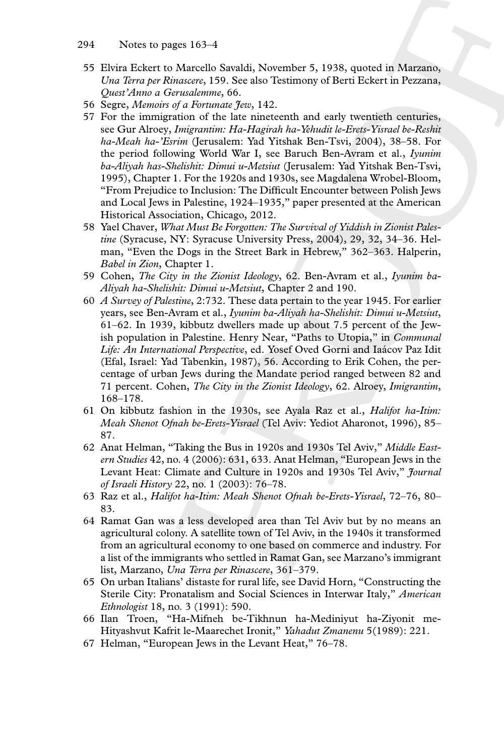55 Elvira Eckert to Marcello Savaldi, November 5, 1938, quoted in Marzano, *Una Terra per Rinascere*, 159. See also Testimony of Berti Eckert in Pezzana, *Quest'Anno a Gerusalemme*, 66.

56 Segre, *Memoirs of a Fortunate Jew*, 142.

57 For the immigration of the late nineteenth and early twentieth centuries, see Gur Alroey, *Imigrantim: Ha-Hagirah ha-Yehudit le-Erets-Yisrael be-Reshit ha-Meah ha-'Esrim* (Jerusalem: Yad Yitshak Ben-Tsvi, 2004), 38–58. For the period following World War I, see Baruch Ben-Avram et al., *Iyunim ba-Aliyah has-Shelishit: Dimui u-Metsiut* (Jerusalem: Yad Yitshak Ben-Tsvi, 1995), Chapter 1. For the 1920s and 1930s, see Magdalena Wrobel-Bloom, "From Prejudice to Inclusion: The Difficult Encounter between Polish Jews and Local Jews in Palestine, 1924–1935," paper presented at the American Historical Association, Chicago, 2012.

58 Yael Chaver, *What Must Be Forgotten: The Survival of Yiddish in Zionist Palestine* (Syracuse, NY: Syracuse University Press, 2004), 29, 32, 34–36. Helman, "Even the Dogs in the Street Bark in Hebrew," 362–363. Halperin, *Babel in Zion*, Chapter 1.

59 Cohen, *The City in the Zionist Ideology*, 62. Ben-Avram et al., *Iyunim ba-Aliyah ha-Shelishit: Dimui u-Metsiut*, Chapter 2 and 190.

60 *A Survey of Palestine*, 2:732. These data pertain to the year 1945. For earlier years, see Ben-Avram et al., *Iyunim ba-Aliyah ha-Shelishit: Dimui u-Metsiut*, 61–62. In 1939, kibbutz dwellers made up about 7.5 percent of the Jewish population in Palestine. Henry Near, "Paths to Utopia," in *Communal Life: An International Perspective*, ed. Yosef Oved Gorni and Iaácov Paz Idit (Efal, Israel: Yad Tabenkin, 1987), 56. According to Erik Cohen, the percentage of urban Jews during the Mandate period ranged between 82 and 71 percent. Cohen, *The City in the Zionist Ideology*, 62. Alroey, *Imigrantim*, 168–178.

61 On kibbutz fashion in the 1930s, see Ayala Raz et al., *Halifot ha-Itim: Meah Shenot Ofnah be-Erets-Yisrael* (Tel Aviv: Yediot Aharonot, 1996), 85–87.

62 Anat Helman, "Taking the Bus in 1920s and 1930s Tel Aviv," *Middle Eastern Studies* 42, no. 4 (2006): 631, 633. Anat Helman, "European Jews in the Levant Heat: Climate and Culture in 1920s and 1930s Tel Aviv," *Journal of Israeli History* 22, no. 1 (2003): 76–78.

63 Raz et al., *Halifot ha-Itim: Meah Shenot Ofnah be-Erets-Yisrael*, 72–76, 80–83.

64 Ramat Gan was a less developed area than Tel Aviv but by no means an agricultural colony. A satellite town of Tel Aviv, in the 1940s it transformed from an agricultural economy to one based on commerce and industry. For a list of the immigrants who settled in Ramat Gan, see Marzano's immigrant list, Marzano, *Una Terra per Rinascere*, 361–379.

65 On urban Italians' distaste for rural life, see David Horn, "Constructing the Sterile City: Pronatalism and Social Sciences in Interwar Italy," *American Ethnologist* 18, no. 3 (1991): 590.

66 Ilan Troen, "Ha-Mifneh be-Tikhnun ha-Mediniyut ha-Ziyonit me-Hityashvut Kafrit le-Maarechet Ironit," *Yahadut Zmanenu* 5(1989): 221.

67 Helman, "European Jews in the Levant Heat," 76–78.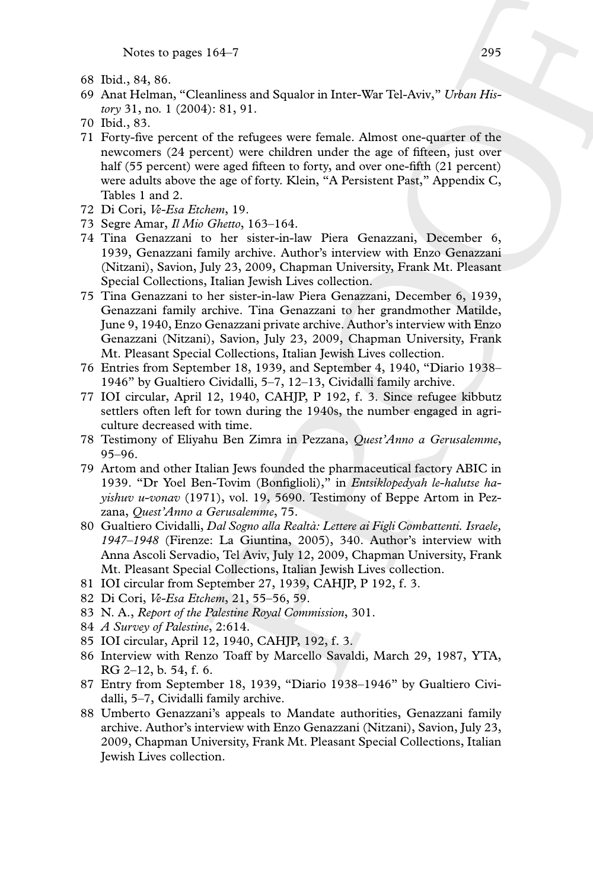68 Ibid., 84, 86.

69 Anat Helman, "Cleanliness and Squalor in Inter-War Tel-Aviv," *Urban History* 31, no. 1 (2004): 81, 91.

70 Ibid., 83.

71 Forty-five percent of the refugees were female. Almost one-quarter of the newcomers (24 percent) were children under the age of fifteen, just over half (55 percent) were aged fifteen to forty, and over one-fifth (21 percent) were adults above the age of forty. Klein, "A Persistent Past," Appendix C, Tables 1 and 2.

72 Di Cori, *Ve-Esa Etchem*, 19.

73 Segre Amar, *Il Mio Ghetto*, 163–164.

74 Tina Genazzani to her sister-in-law Piera Genazzani, December 6, 1939, Genazzani family archive. Author's interview with Enzo Genazzani (Nitzani), Savion, July 23, 2009, Chapman University, Frank Mt. Pleasant Special Collections, Italian Jewish Lives collection.

75 Tina Genazzani to her sister-in-law Piera Genazzani, December 6, 1939, Genazzani family archive. Tina Genazzani to her grandmother Matilde, June 9, 1940, Enzo Genazzani private archive. Author's interview with Enzo Genazzani (Nitzani), Savion, July 23, 2009, Chapman University, Frank Mt. Pleasant Special Collections, Italian Jewish Lives collection.

76 Entries from September 18, 1939, and September 4, 1940, "Diario 1938–1946" by Gualtiero Cividalli, 5–7, 12–13, Cividalli family archive.

77 IOI circular, April 12, 1940, CAHJP, P 192, f. 3. Since refugee kibbutz settlers often left for town during the 1940s, the number engaged in agriculture decreased with time.

78 Testimony of Eliyahu Ben Zimra in Pezzana, *Quest'Anno a Gerusalemme*, 95–96.

79 Artom and other Italian Jews founded the pharmaceutical factory ABIC in 1939. "Dr Yoel Ben-Tovim (Bonfiglioli)," in *Entsiklopedyah le-halutse ha-yishuv u-vonav* (1971), vol. 19, 5690. Testimony of Beppe Artom in Pezzana, *Quest'Anno a Gerusalemme*, 75.

80 Gualtiero Cividalli, *Dal Sogno alla Realtà: Lettere ai Figli Combattenti. Israele, 1947–1948* (Firenze: La Giuntina, 2005), 340. Author's interview with Anna Ascoli Servadio, Tel Aviv, July 12, 2009, Chapman University, Frank Mt. Pleasant Special Collections, Italian Jewish Lives collection.

81 IOI circular from September 27, 1939, CAHJP, P 192, f. 3.

82 Di Cori, *Ve-Esa Etchem*, 21, 55–56, 59.

83 N. A., *Report of the Palestine Royal Commission*, 301.

84 *A Survey of Palestine*, 2:614.

85 IOI circular, April 12, 1940, CAHJP, 192, f. 3.

86 Interview with Renzo Toaff by Marcello Savaldi, March 29, 1987, YTA, RG 2–12, b. 54, f. 6.

87 Entry from September 18, 1939, "Diario 1938–1946" by Gualtiero Cividalli, 5–7, Cividalli family archive.

88 Umberto Genazzani's appeals to Mandate authorities, Genazzani family archive. Author's interview with Enzo Genazzani (Nitzani), Savion, July 23, 2009, Chapman University, Frank Mt. Pleasant Special Collections, Italian Jewish Lives collection.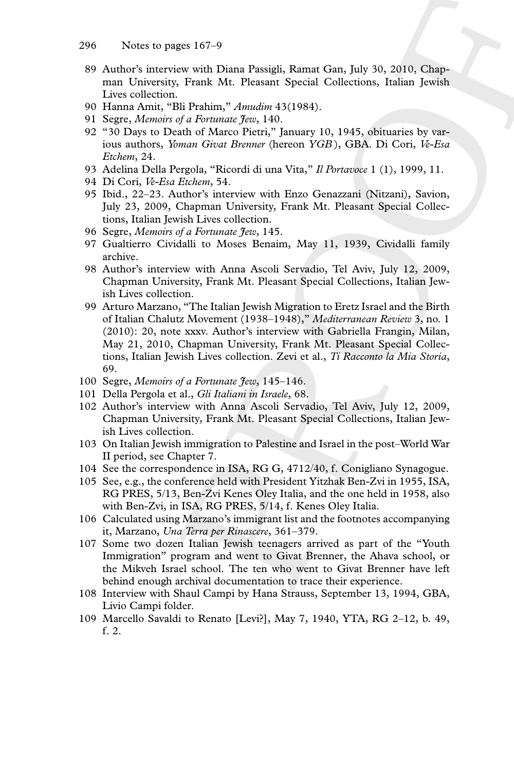89 Author's interview with Diana Passigli, Ramat Gan, July 30, 2010, Chapman University, Frank Mt. Pleasant Special Collections, Italian Jewish Lives collection.
90 Hanna Amit, "Bli Prahim," *Amudim* 43(1984).
91 Segre, *Memoirs of a Fortunate Jew*, 140.
92 "30 Days to Death of Marco Pietri," January 10, 1945, obituaries by various authors, *Yoman Givat Brenner* (hereon *YGB*), GBA. Di Cori, *Ve-Esa Etchem*, 24.
93 Adelina Della Pergola, "Ricordi di una Vita," *Il Portavoce* 1 (1), 1999, 11.
94 Di Cori, *Ve-Esa Etchem*, 54.
95 Ibid., 22–23. Author's interview with Enzo Genazzani (Nitzani), Savion, July 23, 2009, Chapman University, Frank Mt. Pleasant Special Collections, Italian Jewish Lives collection.
96 Segre, *Memoirs of a Fortunate Jew*, 145.
97 Gualtierro Cividalli to Moses Benaim, May 11, 1939, Cividalli family archive.
98 Author's interview with Anna Ascoli Servadio, Tel Aviv, July 12, 2009, Chapman University, Frank Mt. Pleasant Special Collections, Italian Jewish Lives collection.
99 Arturo Marzano, "The Italian Jewish Migration to Eretz Israel and the Birth of Italian Chalutz Movement (1938–1948)," *Mediterranean Review* 3, no. 1 (2010): 20, note xxxv. Author's interview with Gabriella Frangin, Milan, May 21, 2010, Chapman University, Frank Mt. Pleasant Special Collections, Italian Jewish Lives collection. Zevi et al., *Ti Racconto la Mia Storia*, 69.
100 Segre, *Memoirs of a Fortunate Jew*, 145–146.
101 Della Pergola et al., *Gli Italiani in Israele*, 68.
102 Author's interview with Anna Ascoli Servadio, Tel Aviv, July 12, 2009, Chapman University, Frank Mt. Pleasant Special Collections, Italian Jewish Lives collection.
103 On Italian Jewish immigration to Palestine and Israel in the post–World War II period, see Chapter 7.
104 See the correspondence in ISA, RG G, 4712/40, f. Conigliano Synagogue.
105 See, e.g., the conference held with President Yitzhak Ben-Zvi in 1955, ISA, RG PRES, 5/13, Ben-Zvi Kenes Oley Italia, and the one held in 1958, also with Ben-Zvi, in ISA, RG PRES, 5/14, f. Kenes Oley Italia.
106 Calculated using Marzano's immigrant list and the footnotes accompanying it, Marzano, *Una Terra per Rinascere*, 361–379.
107 Some two dozen Italian Jewish teenagers arrived as part of the "Youth Immigration" program and went to Givat Brenner, the Ahava school, or the Mikveh Israel school. The ten who went to Givat Brenner have left behind enough archival documentation to trace their experience.
108 Interview with Shaul Campi by Hana Strauss, September 13, 1994, GBA, Livio Campi folder.
109 Marcello Savaldi to Renato [Levi?], May 7, 1940, YTA, RG 2–12, b. 49, f. 2.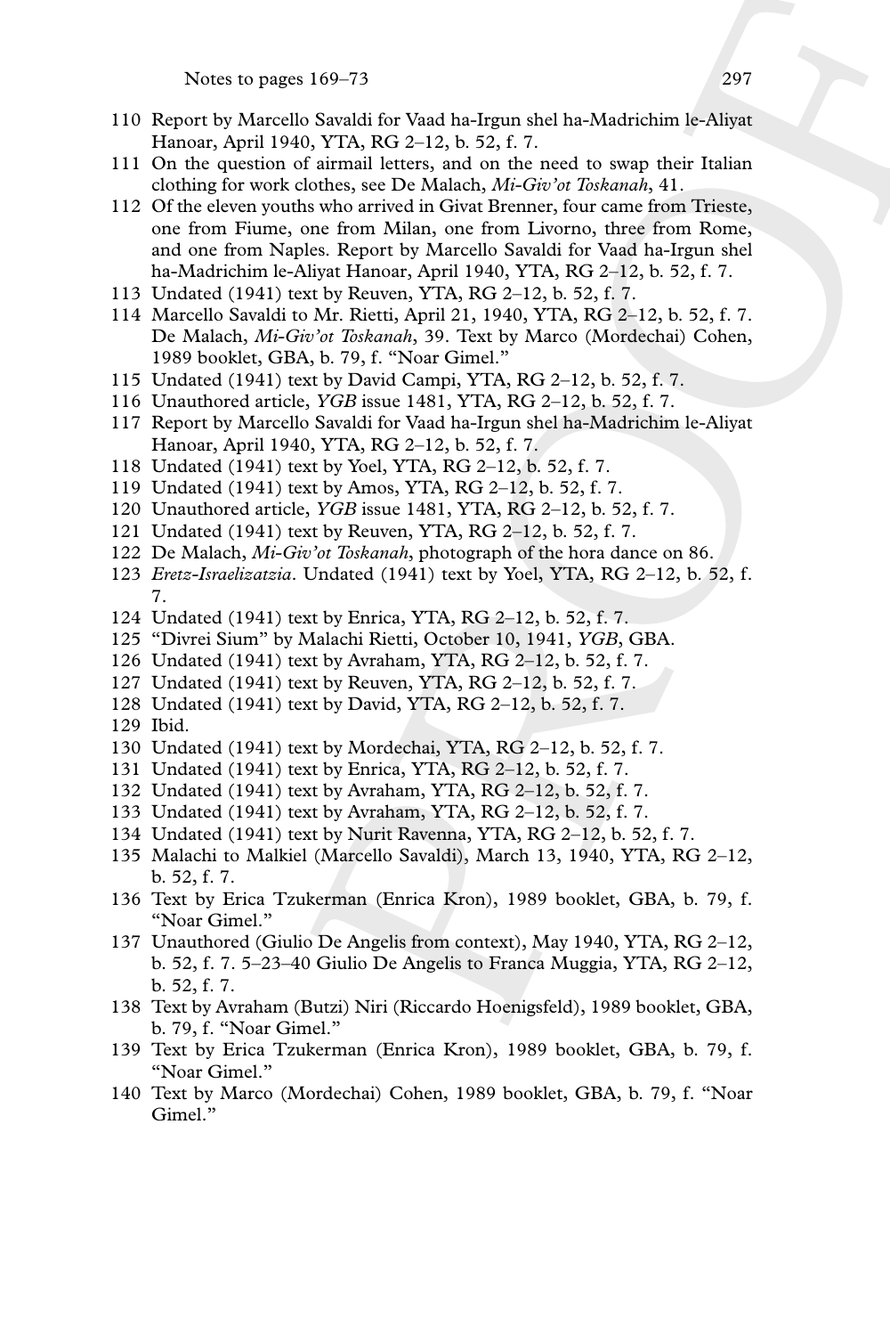110 Report by Marcello Savaldi for Vaad ha-Irgun shel ha-Madrichim le-Aliyat Hanoar, April 1940, YTA, RG 2–12, b. 52, f. 7.

111 On the question of airmail letters, and on the need to swap their Italian clothing for work clothes, see De Malach, *Mi-Giv'ot Toskanah*, 41.

112 Of the eleven youths who arrived in Givat Brenner, four came from Trieste, one from Fiume, one from Milan, one from Livorno, three from Rome, and one from Naples. Report by Marcello Savaldi for Vaad ha-Irgun shel ha-Madrichim le-Aliyat Hanoar, April 1940, YTA, RG 2–12, b. 52, f. 7.

113 Undated (1941) text by Reuven, YTA, RG 2–12, b. 52, f. 7.

114 Marcello Savaldi to Mr. Rietti, April 21, 1940, YTA, RG 2–12, b. 52, f. 7. De Malach, *Mi-Giv'ot Toskanah*, 39. Text by Marco (Mordechai) Cohen, 1989 booklet, GBA, b. 79, f. "Noar Gimel."

115 Undated (1941) text by David Campi, YTA, RG 2–12, b. 52, f. 7.

116 Unauthored article, *YGB* issue 1481, YTA, RG 2–12, b. 52, f. 7.

117 Report by Marcello Savaldi for Vaad ha-Irgun shel ha-Madrichim le-Aliyat Hanoar, April 1940, YTA, RG 2–12, b. 52, f. 7.

118 Undated (1941) text by Yoel, YTA, RG 2–12, b. 52, f. 7.

119 Undated (1941) text by Amos, YTA, RG 2–12, b. 52, f. 7.

120 Unauthored article, *YGB* issue 1481, YTA, RG 2–12, b. 52, f. 7.

121 Undated (1941) text by Reuven, YTA, RG 2–12, b. 52, f. 7.

122 De Malach, *Mi-Giv'ot Toskanah*, photograph of the hora dance on 86.

123 *Eretz-Israelizatzia*. Undated (1941) text by Yoel, YTA, RG 2–12, b. 52, f. 7.

124 Undated (1941) text by Enrica, YTA, RG 2–12, b. 52, f. 7.

125 "Divrei Sium" by Malachi Rietti, October 10, 1941, *YGB*, GBA.

126 Undated (1941) text by Avraham, YTA, RG 2–12, b. 52, f. 7.

127 Undated (1941) text by Reuven, YTA, RG 2–12, b. 52, f. 7.

128 Undated (1941) text by David, YTA, RG 2–12, b. 52, f. 7.

129 Ibid.

130 Undated (1941) text by Mordechai, YTA, RG 2–12, b. 52, f. 7.

131 Undated (1941) text by Enrica, YTA, RG 2–12, b. 52, f. 7.

132 Undated (1941) text by Avraham, YTA, RG 2–12, b. 52, f. 7.

133 Undated (1941) text by Avraham, YTA, RG 2–12, b. 52, f. 7.

134 Undated (1941) text by Nurit Ravenna, YTA, RG 2–12, b. 52, f. 7.

135 Malachi to Malkiel (Marcello Savaldi), March 13, 1940, YTA, RG 2–12, b. 52, f. 7.

136 Text by Erica Tzukerman (Enrica Kron), 1989 booklet, GBA, b. 79, f. "Noar Gimel."

137 Unauthored (Giulio De Angelis from context), May 1940, YTA, RG 2–12, b. 52, f. 7. 5–23–40 Giulio De Angelis to Franca Muggia, YTA, RG 2–12, b. 52, f. 7.

138 Text by Avraham (Butzi) Niri (Riccardo Hoenigsfeld), 1989 booklet, GBA, b. 79, f. "Noar Gimel."

139 Text by Erica Tzukerman (Enrica Kron), 1989 booklet, GBA, b. 79, f. "Noar Gimel."

140 Text by Marco (Mordechai) Cohen, 1989 booklet, GBA, b. 79, f. "Noar Gimel."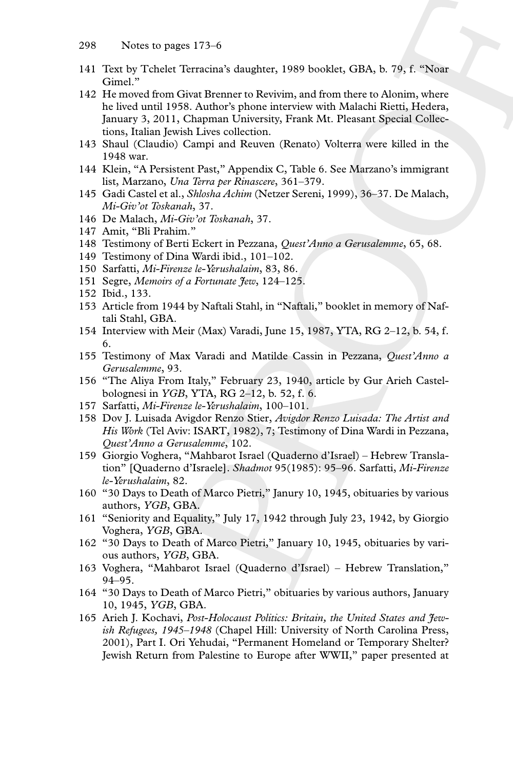141 Text by Tchelet Terracina's daughter, 1989 booklet, GBA, b. 79, f. "Noar Gimel."

142 He moved from Givat Brenner to Revivim, and from there to Alonim, where he lived until 1958. Author's phone interview with Malachi Rietti, Hedera, January 3, 2011, Chapman University, Frank Mt. Pleasant Special Collections, Italian Jewish Lives collection.

143 Shaul (Claudio) Campi and Reuven (Renato) Volterra were killed in the 1948 war.

144 Klein, "A Persistent Past," Appendix C, Table 6. See Marzano's immigrant list, Marzano, *Una Terra per Rinascere*, 361–379.

145 Gadi Castel et al., *Shlosha Achim* (Netzer Sereni, 1999), 36–37. De Malach, *Mi-Giv'ot Toskanah*, 37.

146 De Malach, *Mi-Giv'ot Toskanah*, 37.

147 Amit, "Bli Prahim."

148 Testimony of Berti Eckert in Pezzana, *Quest'Anno a Gerusalemme*, 65, 68.

149 Testimony of Dina Wardi ibid., 101–102.

150 Sarfatti, *Mi-Firenze le-Yerushalaim*, 83, 86.

151 Segre, *Memoirs of a Fortunate Jew*, 124–125.

152 Ibid., 133.

153 Article from 1944 by Naftali Stahl, in "Naftali," booklet in memory of Naftali Stahl, GBA.

154 Interview with Meir (Max) Varadi, June 15, 1987, YTA, RG 2–12, b. 54, f. 6.

155 Testimony of Max Varadi and Matilde Cassin in Pezzana, *Quest'Anno a Gerusalemme*, 93.

156 "The Aliya From Italy," February 23, 1940, article by Gur Arieh Castelbolognesi in *YGB*, YTA, RG 2–12, b. 52, f. 6.

157 Sarfatti, *Mi-Firenze le-Yerushalaim*, 100–101.

158 Dov J. Luisada Avigdor Renzo Stier, *Avigdor Renzo Luisada: The Artist and His Work* (Tel Aviv: ISART, 1982), 7; Testimony of Dina Wardi in Pezzana, *Quest'Anno a Gerusalemme*, 102.

159 Giorgio Voghera, "Mahbarot Israel (Quaderno d'Israel) – Hebrew Translation" [Quaderno d'Israele]. *Shadmot* 95(1985): 95–96. Sarfatti, *Mi-Firenze le-Yerushalaim*, 82.

160 "30 Days to Death of Marco Pietri," Janury 10, 1945, obituaries by various authors, *YGB*, GBA.

161 "Seniority and Equality," July 17, 1942 through July 23, 1942, by Giorgio Voghera, *YGB*, GBA.

162 "30 Days to Death of Marco Pietri," January 10, 1945, obituaries by various authors, *YGB*, GBA.

163 Voghera, "Mahbarot Israel (Quaderno d'Israel) – Hebrew Translation," 94–95.

164 "30 Days to Death of Marco Pietri," obituaries by various authors, January 10, 1945, *YGB*, GBA.

165 Arieh J. Kochavi, *Post-Holocaust Politics: Britain, the United States and Jewish Refugees, 1945–1948* (Chapel Hill: University of North Carolina Press, 2001), Part I. Ori Yehudai, "Permanent Homeland or Temporary Shelter? Jewish Return from Palestine to Europe after WWII," paper presented at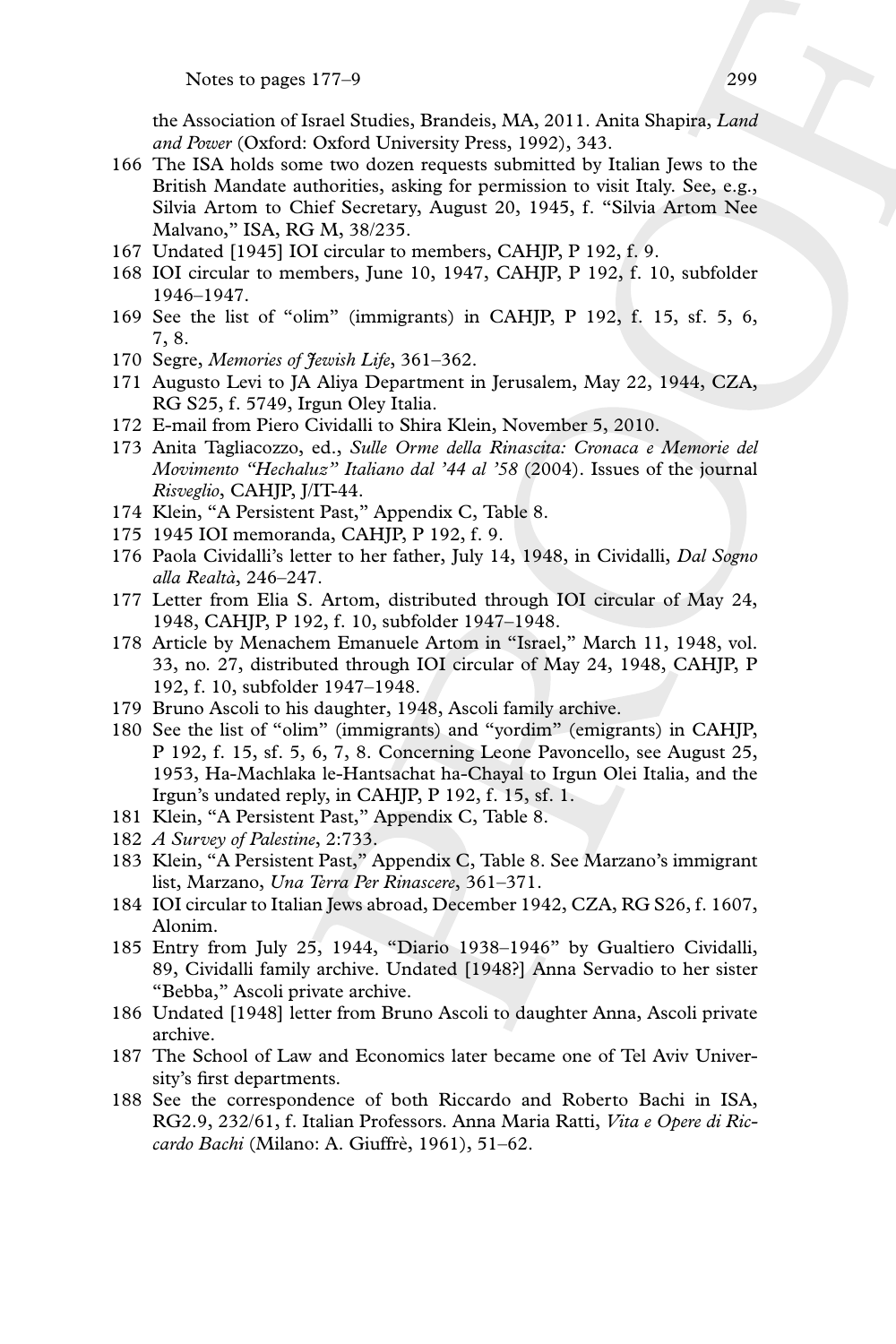the Association of Israel Studies, Brandeis, MA, 2011. Anita Shapira, *Land and Power* (Oxford: Oxford University Press, 1992), 343.

166 The ISA holds some two dozen requests submitted by Italian Jews to the British Mandate authorities, asking for permission to visit Italy. See, e.g., Silvia Artom to Chief Secretary, August 20, 1945, f. "Silvia Artom Nee Malvano," ISA, RG M, 38/235.

167 Undated [1945] IOI circular to members, CAHJP, P 192, f. 9.

168 IOI circular to members, June 10, 1947, CAHJP, P 192, f. 10, subfolder 1946–1947.

169 See the list of "olim" (immigrants) in CAHJP, P 192, f. 15, sf. 5, 6, 7, 8.

170 Segre, *Memories of Jewish Life*, 361–362.

171 Augusto Levi to JA Aliya Department in Jerusalem, May 22, 1944, CZA, RG S25, f. 5749, Irgun Oley Italia.

172 E-mail from Piero Cividalli to Shira Klein, November 5, 2010.

173 Anita Tagliacozzo, ed., *Sulle Orme della Rinascita: Cronaca e Memorie del Movimento "Hechaluz" Italiano dal '44 al '58* (2004). Issues of the journal *Risveglio*, CAHJP, J/IT-44.

174 Klein, "A Persistent Past," Appendix C, Table 8.

175 1945 IOI memoranda, CAHJP, P 192, f. 9.

176 Paola Cividalli's letter to her father, July 14, 1948, in Cividalli, *Dal Sogno alla Realtà*, 246–247.

177 Letter from Elia S. Artom, distributed through IOI circular of May 24, 1948, CAHJP, P 192, f. 10, subfolder 1947–1948.

178 Article by Menachem Emanuele Artom in "Israel," March 11, 1948, vol. 33, no. 27, distributed through IOI circular of May 24, 1948, CAHJP, P 192, f. 10, subfolder 1947–1948.

179 Bruno Ascoli to his daughter, 1948, Ascoli family archive.

180 See the list of "olim" (immigrants) and "yordim" (emigrants) in CAHJP, P 192, f. 15, sf. 5, 6, 7, 8. Concerning Leone Pavoncello, see August 25, 1953, Ha-Machlaka le-Hantsachat ha-Chayal to Irgun Olei Italia, and the Irgun's undated reply, in CAHJP, P 192, f. 15, sf. 1.

181 Klein, "A Persistent Past," Appendix C, Table 8.

182 *A Survey of Palestine*, 2:733.

183 Klein, "A Persistent Past," Appendix C, Table 8. See Marzano's immigrant list, Marzano, *Una Terra Per Rinascere*, 361–371.

184 IOI circular to Italian Jews abroad, December 1942, CZA, RG S26, f. 1607, Alonim.

185 Entry from July 25, 1944, "Diario 1938–1946" by Gualtiero Cividalli, 89, Cividalli family archive. Undated [1948?] Anna Servadio to her sister "Bebba," Ascoli private archive.

186 Undated [1948] letter from Bruno Ascoli to daughter Anna, Ascoli private archive.

187 The School of Law and Economics later became one of Tel Aviv University's first departments.

188 See the correspondence of both Riccardo and Roberto Bachi in ISA, RG2.9, 232/61, f. Italian Professors. Anna Maria Ratti, *Vita e Opere di Riccardo Bachi* (Milano: A. Giuffrè, 1961), 51–62.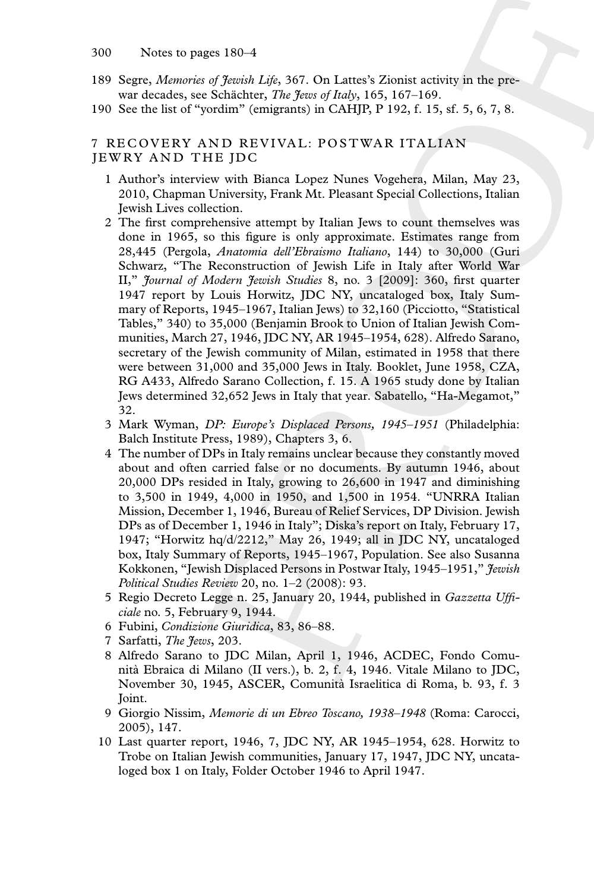189 Segre, *Memories of Jewish Life*, 367. On Lattes's Zionist activity in the prewar decades, see Schächter, *The Jews of Italy*, 165, 167–169.

190 See the list of "yordim" (emigrants) in CAHJP, P 192, f. 15, sf. 5, 6, 7, 8.

## 7 RECOVERY AND REVIVAL: POSTWAR ITALIAN JEWRY AND THE JDC

1 Author's interview with Bianca Lopez Nunes Vogehera, Milan, May 23, 2010, Chapman University, Frank Mt. Pleasant Special Collections, Italian Jewish Lives collection.

2 The first comprehensive attempt by Italian Jews to count themselves was done in 1965, so this figure is only approximate. Estimates range from 28,445 (Pergola, *Anatomia dell'Ebraismo Italiano*, 144) to 30,000 (Guri Schwarz, "The Reconstruction of Jewish Life in Italy after World War II," *Journal of Modern Jewish Studies* 8, no. 3 [2009]: 360, first quarter 1947 report by Louis Horwitz, JDC NY, uncataloged box, Italy Summary of Reports, 1945–1967, Italian Jews) to 32,160 (Picciotto, "Statistical Tables," 340) to 35,000 (Benjamin Brook to Union of Italian Jewish Communities, March 27, 1946, JDC NY, AR 1945–1954, 628). Alfredo Sarano, secretary of the Jewish community of Milan, estimated in 1958 that there were between 31,000 and 35,000 Jews in Italy. Booklet, June 1958, CZA, RG A433, Alfredo Sarano Collection, f. 15. A 1965 study done by Italian Jews determined 32,652 Jews in Italy that year. Sabatello, "Ha-Megamot," 32.

3 Mark Wyman, *DP: Europe's Displaced Persons, 1945–1951* (Philadelphia: Balch Institute Press, 1989), Chapters 3, 6.

4 The number of DPs in Italy remains unclear because they constantly moved about and often carried false or no documents. By autumn 1946, about 20,000 DPs resided in Italy, growing to 26,600 in 1947 and diminishing to 3,500 in 1949, 4,000 in 1950, and 1,500 in 1954. "UNRRA Italian Mission, December 1, 1946, Bureau of Relief Services, DP Division. Jewish DPs as of December 1, 1946 in Italy"; Diska's report on Italy, February 17, 1947; "Horwitz hq/d/2212," May 26, 1949; all in JDC NY, uncataloged box, Italy Summary of Reports, 1945–1967, Population. See also Susanna Kokkonen, "Jewish Displaced Persons in Postwar Italy, 1945–1951," *Jewish Political Studies Review* 20, no. 1–2 (2008): 93.

5 Regio Decreto Legge n. 25, January 20, 1944, published in *Gazzetta Ufficiale* no. 5, February 9, 1944.

6 Fubini, *Condizione Giuridica*, 83, 86–88.

7 Sarfatti, *The Jews*, 203.

8 Alfredo Sarano to JDC Milan, April 1, 1946, ACDEC, Fondo Comunità Ebraica di Milano (II vers.), b. 2, f. 4, 1946. Vitale Milano to JDC, November 30, 1945, ASCER, Comunità Israelitica di Roma, b. 93, f. 3 Joint.

9 Giorgio Nissim, *Memorie di un Ebreo Toscano, 1938–1948* (Roma: Carocci, 2005), 147.

10 Last quarter report, 1946, 7, JDC NY, AR 1945–1954, 628. Horwitz to Trobe on Italian Jewish communities, January 17, 1947, JDC NY, uncataloged box 1 on Italy, Folder October 1946 to April 1947.